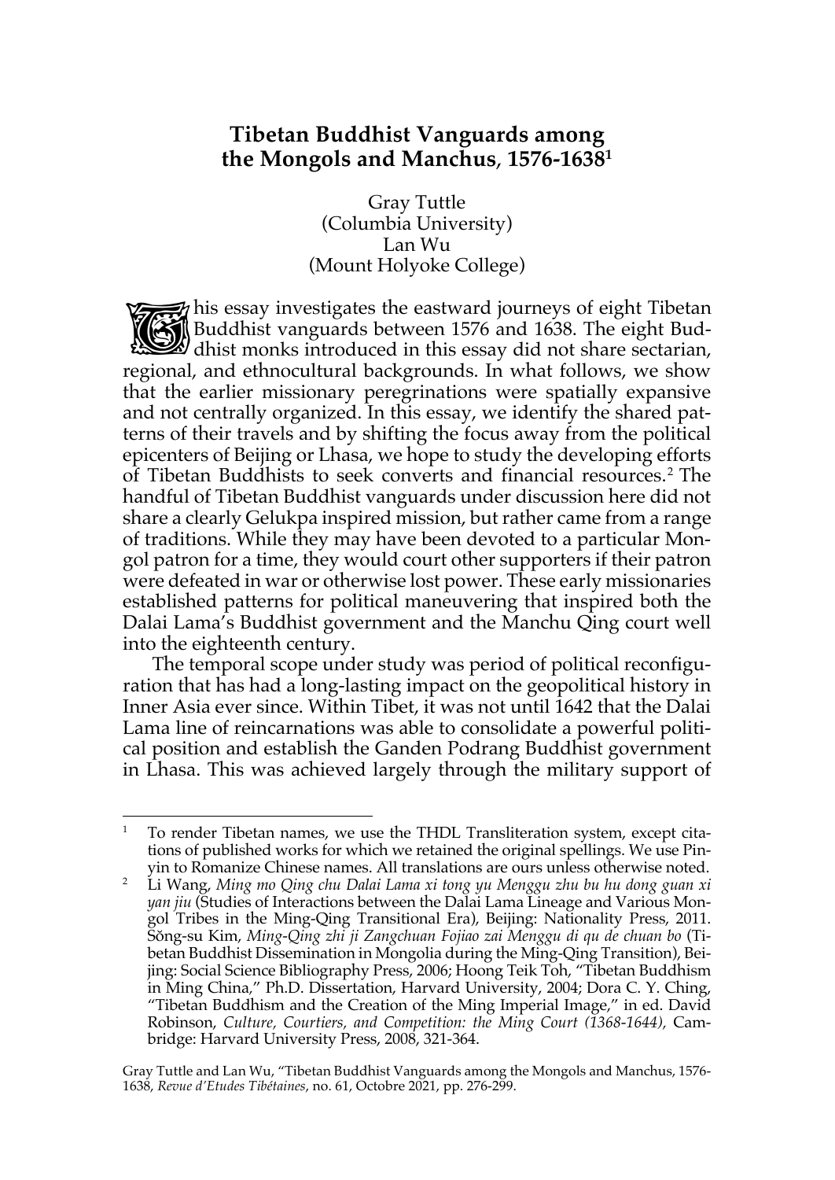# Tibetan Buddhist Vanguards among the Mongols and Manchus, 1576-1638[1]

Gray Tuttle
(Columbia University)
Lan Wu
(Mount Holyoke College)

This essay investigates the eastward journeys of eight Tibetan Buddhist vanguards between 1576 and 1638. The eight Buddhist monks introduced in this essay did not share sectarian, regional, and ethnocultural backgrounds. In what follows, we show that the earlier missionary peregrinations were spatially expansive and not centrally organized. In this essay, we identify the shared patterns of their travels and by shifting the focus away from the political epicenters of Beijing or Lhasa, we hope to study the developing efforts of Tibetan Buddhists to seek converts and financial resources.[2] The handful of Tibetan Buddhist vanguards under discussion here did not share a clearly Gelukpa inspired mission, but rather came from a range of traditions. While they may have been devoted to a particular Mongol patron for a time, they would court other supporters if their patron were defeated in war or otherwise lost power. These early missionaries established patterns for political maneuvering that inspired both the Dalai Lama's Buddhist government and the Manchu Qing court well into the eighteenth century.

The temporal scope under study was period of political reconfiguration that has had a long-lasting impact on the geopolitical history in Inner Asia ever since. Within Tibet, it was not until 1642 that the Dalai Lama line of reincarnations was able to consolidate a powerful political position and establish the Ganden Podrang Buddhist government in Lhasa. This was achieved largely through the military support of

---

[1] To render Tibetan names, we use the THDL Transliteration system, except citations of published works for which we retained the original spellings. We use Pinyin to Romanize Chinese names. All translations are ours unless otherwise noted.

[2] Li Wang, *Ming mo Qing chu Dalai Lama xi tong yu Menggu zhu bu hu dong guan xi yan jiu* (Studies of Interactions between the Dalai Lama Lineage and Various Mongol Tribes in the Ming-Qing Transitional Era), Beijing: Nationality Press, 2011. Sŏng-su Kim, *Ming-Qing zhi ji Zangchuan Fojiao zai Menggu di qu de chuan bo* (Tibetan Buddhist Dissemination in Mongolia during the Ming-Qing Transition), Beijing: Social Science Bibliography Press, 2006; Hoong Teik Toh, "Tibetan Buddhism in Ming China," Ph.D. Dissertation, Harvard University, 2004; Dora C. Y. Ching, "Tibetan Buddhism and the Creation of the Ming Imperial Image," in ed. David Robinson, *Culture, Courtiers, and Competition: the Ming Court (1368-1644)*, Cambridge: Harvard University Press, 2008, 321-364.

Gray Tuttle and Lan Wu, "Tibetan Buddhist Vanguards among the Mongols and Manchus, 1576-1638, *Revue d'Etudes Tibétaines*, no. 61, Octobre 2021, pp. 276-299.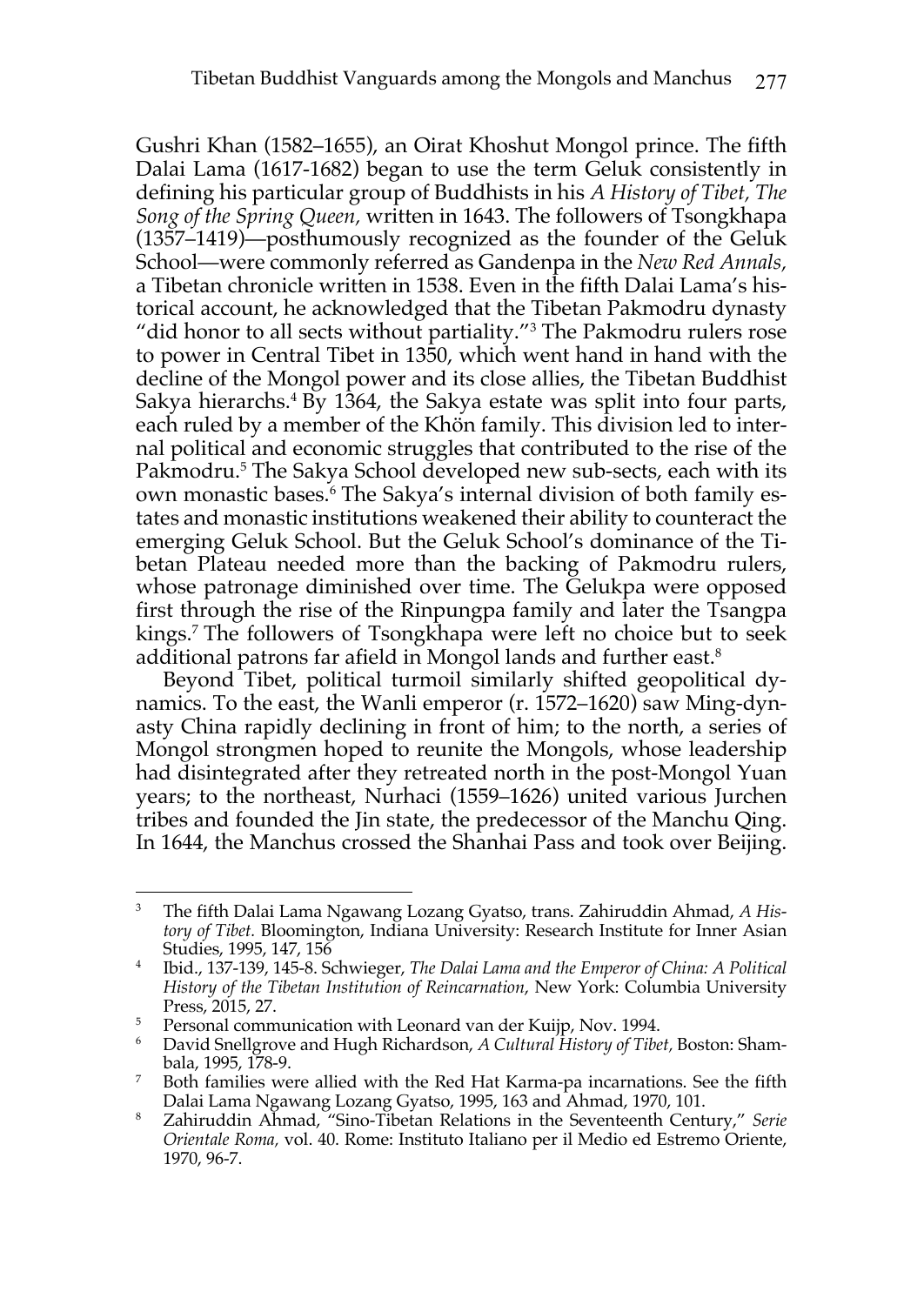Gushri Khan (1582–1655), an Oirat Khoshut Mongol prince. The fifth Dalai Lama (1617-1682) began to use the term Geluk consistently in defining his particular group of Buddhists in his *A History of Tibet, The Song of the Spring Queen*, written in 1643. The followers of Tsongkhapa (1357–1419)—posthumously recognized as the founder of the Geluk School—were commonly referred as Gandenpa in the *New Red Annals*, a Tibetan chronicle written in 1538. Even in the fifth Dalai Lama's historical account, he acknowledged that the Tibetan Pakmodru dynasty "did honor to all sects without partiality."[3] The Pakmodru rulers rose to power in Central Tibet in 1350, which went hand in hand with the decline of the Mongol power and its close allies, the Tibetan Buddhist Sakya hierarchs.[4] By 1364, the Sakya estate was split into four parts, each ruled by a member of the Khön family. This division led to internal political and economic struggles that contributed to the rise of the Pakmodru.[5] The Sakya School developed new sub-sects, each with its own monastic bases.[6] The Sakya's internal division of both family estates and monastic institutions weakened their ability to counteract the emerging Geluk School. But the Geluk School's dominance of the Tibetan Plateau needed more than the backing of Pakmodru rulers, whose patronage diminished over time. The Gelukpa were opposed first through the rise of the Rinpungpa family and later the Tsangpa kings.[7] The followers of Tsongkhapa were left no choice but to seek additional patrons far afield in Mongol lands and further east.[8]

Beyond Tibet, political turmoil similarly shifted geopolitical dynamics. To the east, the Wanli emperor (r. 1572–1620) saw Ming-dynasty China rapidly declining in front of him; to the north, a series of Mongol strongmen hoped to reunite the Mongols, whose leadership had disintegrated after they retreated north in the post-Mongol Yuan years; to the northeast, Nurhaci (1559–1626) united various Jurchen tribes and founded the Jin state, the predecessor of the Manchu Qing. In 1644, the Manchus crossed the Shanhai Pass and took over Beijing.

---

[3] The fifth Dalai Lama Ngawang Lozang Gyatso, trans. Zahiruddin Ahmad, *A History of Tibet*. Bloomington, Indiana University: Research Institute for Inner Asian Studies, 1995, 147, 156

[4] Ibid., 137-139, 145-8. Schwieger, *The Dalai Lama and the Emperor of China: A Political History of the Tibetan Institution of Reincarnation*, New York: Columbia University Press, 2015, 27.

[5] Personal communication with Leonard van der Kuijp, Nov. 1994.

[6] David Snellgrove and Hugh Richardson, *A Cultural History of Tibet*, Boston: Shambala, 1995, 178-9.

[7] Both families were allied with the Red Hat Karma-pa incarnations. See the fifth Dalai Lama Ngawang Lozang Gyatso, 1995, 163 and Ahmad, 1970, 101.

[8] Zahiruddin Ahmad, "Sino-Tibetan Relations in the Seventeenth Century," *Serie Orientale Roma*, vol. 40. Rome: Instituto Italiano per il Medio ed Estremo Oriente, 1970, 96-7.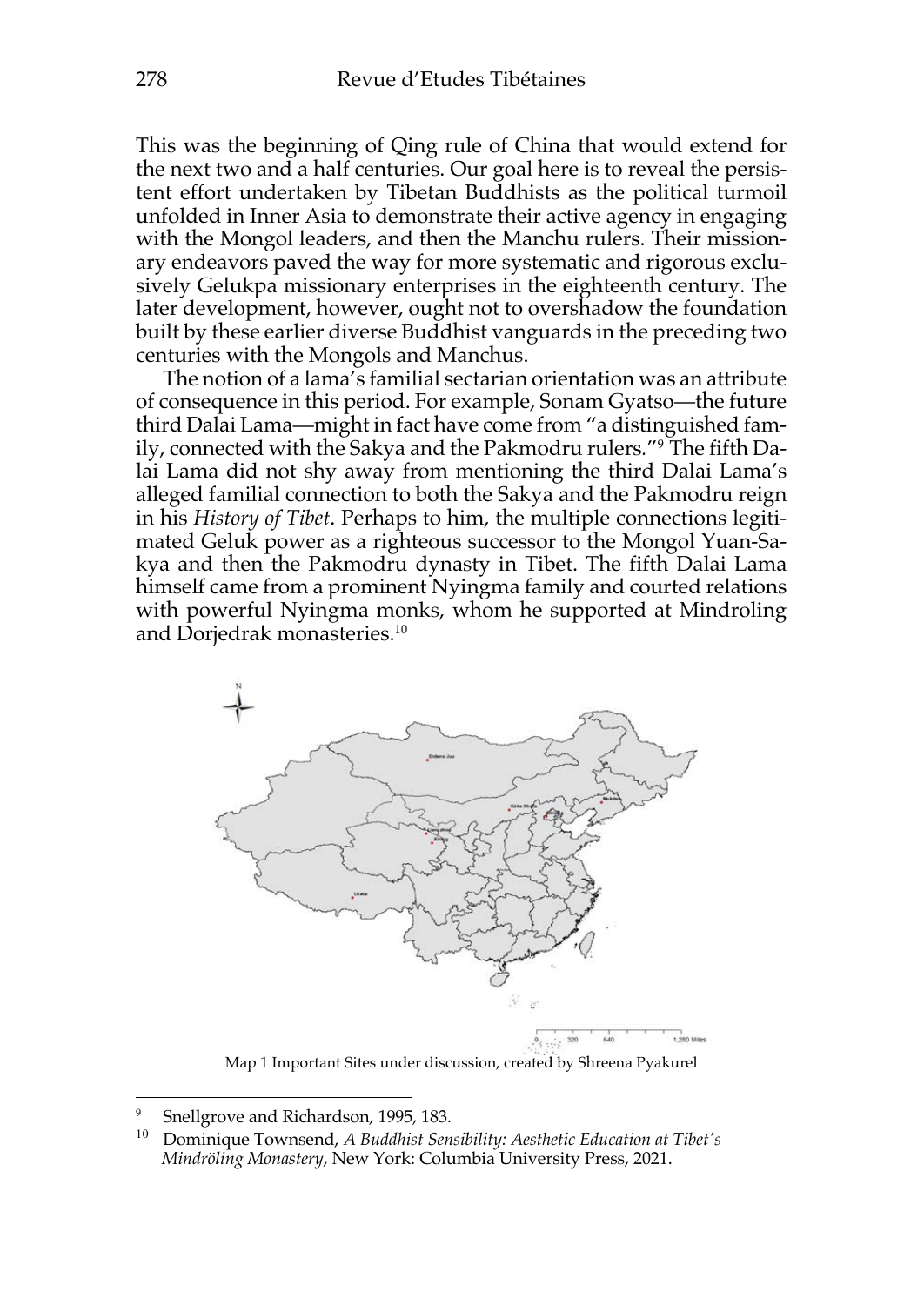This was the beginning of Qing rule of China that would extend for the next two and a half centuries. Our goal here is to reveal the persistent effort undertaken by Tibetan Buddhists as the political turmoil unfolded in Inner Asia to demonstrate their active agency in engaging with the Mongol leaders, and then the Manchu rulers. Their missionary endeavors paved the way for more systematic and rigorous exclusively Gelukpa missionary enterprises in the eighteenth century. The later development, however, ought not to overshadow the foundation built by these earlier diverse Buddhist vanguards in the preceding two centuries with the Mongols and Manchus.

The notion of a lama's familial sectarian orientation was an attribute of consequence in this period. For example, Sonam Gyatso—the future third Dalai Lama—might in fact have come from "a distinguished family, connected with the Sakya and the Pakmodru rulers."[9] The fifth Dalai Lama did not shy away from mentioning the third Dalai Lama's alleged familial connection to both the Sakya and the Pakmodru reign in his *History of Tibet*. Perhaps to him, the multiple connections legitimated Geluk power as a righteous successor to the Mongol Yuan-Sakya and then the Pakmodru dynasty in Tibet. The fifth Dalai Lama himself came from a prominent Nyingma family and courted relations with powerful Nyingma monks, whom he supported at Mindroling and Dorjedrak monasteries.[10]

Map 1 Important Sites under discussion, created by Shreena Pyakurel

---

[9] Snellgrove and Richardson, 1995, 183.

[10] Dominique Townsend, *A Buddhist Sensibility: Aesthetic Education at Tibet's Mindröling Monastery*, New York: Columbia University Press, 2021.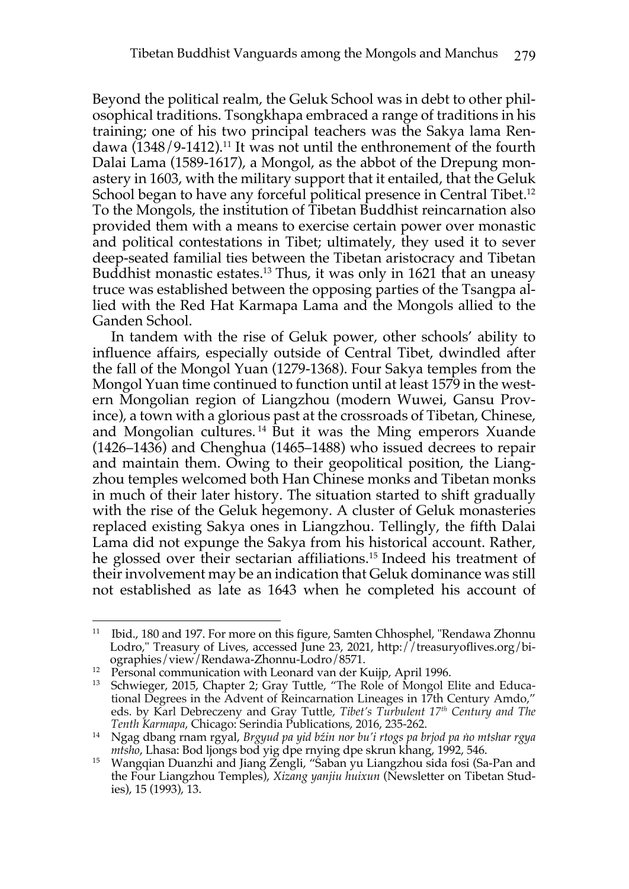Beyond the political realm, the Geluk School was in debt to other philosophical traditions. Tsongkhapa embraced a range of traditions in his training; one of his two principal teachers was the Sakya lama Rendawa (1348/9-1412).[11] It was not until the enthronement of the fourth Dalai Lama (1589-1617), a Mongol, as the abbot of the Drepung monastery in 1603, with the military support that it entailed, that the Geluk School began to have any forceful political presence in Central Tibet.[12] To the Mongols, the institution of Tibetan Buddhist reincarnation also provided them with a means to exercise certain power over monastic and political contestations in Tibet; ultimately, they used it to sever deep-seated familial ties between the Tibetan aristocracy and Tibetan Buddhist monastic estates.[13] Thus, it was only in 1621 that an uneasy truce was established between the opposing parties of the Tsangpa allied with the Red Hat Karmapa Lama and the Mongols allied to the Ganden School.

In tandem with the rise of Geluk power, other schools' ability to influence affairs, especially outside of Central Tibet, dwindled after the fall of the Mongol Yuan (1279-1368). Four Sakya temples from the Mongol Yuan time continued to function until at least 1579 in the western Mongolian region of Liangzhou (modern Wuwei, Gansu Province), a town with a glorious past at the crossroads of Tibetan, Chinese, and Mongolian cultures.[14] But it was the Ming emperors Xuande (1426–1436) and Chenghua (1465–1488) who issued decrees to repair and maintain them. Owing to their geopolitical position, the Liangzhou temples welcomed both Han Chinese monks and Tibetan monks in much of their later history. The situation started to shift gradually with the rise of the Geluk hegemony. A cluster of Geluk monasteries replaced existing Sakya ones in Liangzhou. Tellingly, the fifth Dalai Lama did not expunge the Sakya from his historical account. Rather, he glossed over their sectarian affiliations.[15] Indeed his treatment of their involvement may be an indication that Geluk dominance was still not established as late as 1643 when he completed his account of

---

[11] Ibid., 180 and 197. For more on this figure, Samten Chhosphel, "Rendawa Zhonnu Lodro," Treasury of Lives, accessed June 23, 2021, http://treasuryoflives.org/biographies/view/Rendawa-Zhonnu-Lodro/8571.

[12] Personal communication with Leonard van der Kuijp, April 1996.

[13] Schwieger, 2015, Chapter 2; Gray Tuttle, "The Role of Mongol Elite and Educational Degrees in the Advent of Reincarnation Lineages in 17th Century Amdo," eds. by Karl Debreczeny and Gray Tuttle, *Tibet's Turbulent 17th Century and The Tenth Karmapa*, Chicago: Serindia Publications, 2016, 235-262.

[14] Ngag dbang rnam rgyal, *Brgyud pa yid bźin nor bu'i rtogs pa brjod pa ṅo mtshar rgya mtsho*, Lhasa: Bod ljongs bod yig dpe rnying dpe skrun khang, 1992, 546.

[15] Wangqian Duanzhi and Jiang Zengli, "Saban yu Liangzhou sida fosi (Sa-Pan and the Four Liangzhou Temples), *Xizang yanjiu huixun* (Newsletter on Tibetan Studies), 15 (1993), 13.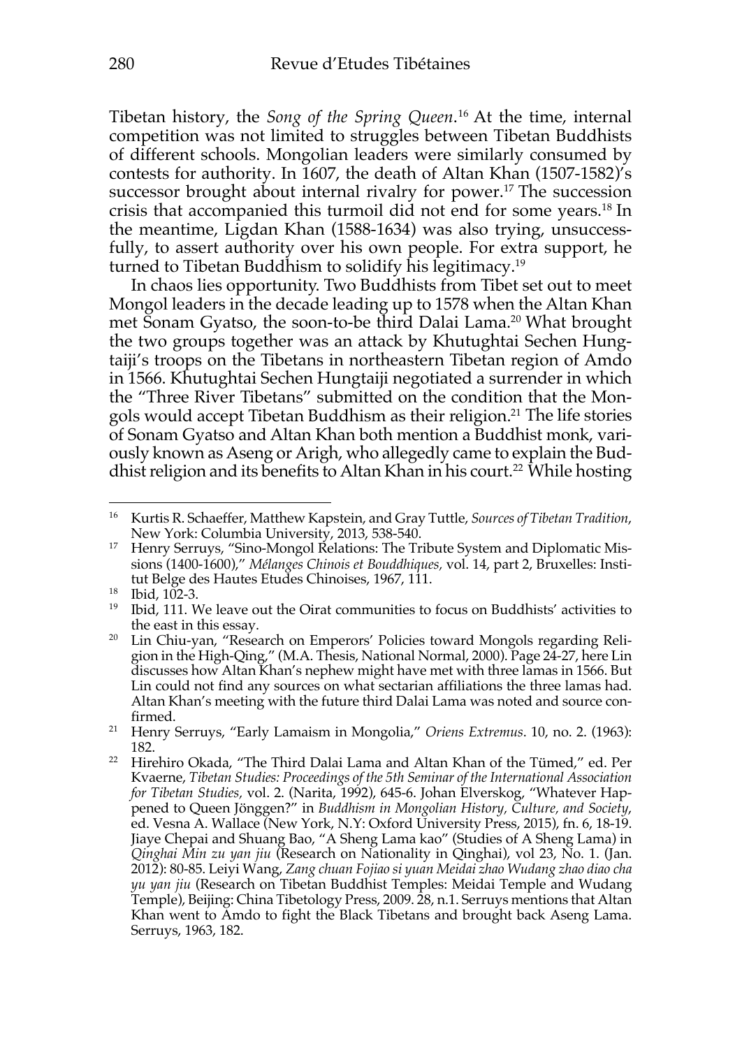Tibetan history, the *Song of the Spring Queen*.[16] At the time, internal competition was not limited to struggles between Tibetan Buddhists of different schools. Mongolian leaders were similarly consumed by contests for authority. In 1607, the death of Altan Khan (1507-1582)'s successor brought about internal rivalry for power.[17] The succession crisis that accompanied this turmoil did not end for some years.[18] In the meantime, Ligdan Khan (1588-1634) was also trying, unsuccessfully, to assert authority over his own people. For extra support, he turned to Tibetan Buddhism to solidify his legitimacy.[19]

In chaos lies opportunity. Two Buddhists from Tibet set out to meet Mongol leaders in the decade leading up to 1578 when the Altan Khan met Sonam Gyatso, the soon-to-be third Dalai Lama.[20] What brought the two groups together was an attack by Khutughtai Sechen Hungtaiji's troops on the Tibetans in northeastern Tibetan region of Amdo in 1566. Khutughtai Sechen Hungtaiji negotiated a surrender in which the "Three River Tibetans" submitted on the condition that the Mongols would accept Tibetan Buddhism as their religion.[21] The life stories of Sonam Gyatso and Altan Khan both mention a Buddhist monk, variously known as Aseng or Arigh, who allegedly came to explain the Buddhist religion and its benefits to Altan Khan in his court.[22] While hosting

---

[16] Kurtis R. Schaeffer, Matthew Kapstein, and Gray Tuttle, *Sources of Tibetan Tradition*, New York: Columbia University, 2013, 538-540.

[17] Henry Serruys, "Sino-Mongol Relations: The Tribute System and Diplomatic Missions (1400-1600)," *Mélanges Chinois et Bouddhiques,* vol. 14, part 2, Bruxelles: Institut Belge des Hautes Etudes Chinoises, 1967, 111.

[18] Ibid, 102-3.

[19] Ibid, 111. We leave out the Oirat communities to focus on Buddhists' activities to the east in this essay.

[20] Lin Chiu-yan, "Research on Emperors' Policies toward Mongols regarding Religion in the High-Qing," (M.A. Thesis, National Normal, 2000). Page 24-27, here Lin discusses how Altan Khan's nephew might have met with three lamas in 1566. But Lin could not find any sources on what sectarian affiliations the three lamas had. Altan Khan's meeting with the future third Dalai Lama was noted and source confirmed.

[21] Henry Serruys, "Early Lamaism in Mongolia," *Oriens Extremus*. 10, no. 2. (1963): 182.

[22] Hirehiro Okada, "The Third Dalai Lama and Altan Khan of the Tümed," ed. Per Kvaerne, *Tibetan Studies: Proceedings of the 5th Seminar of the International Association for Tibetan Studies,* vol. 2. (Narita, 1992), 645-6. Johan Elverskog, "Whatever Happened to Queen Jönggen?" in *Buddhism in Mongolian History, Culture, and Society*, ed. Vesna A. Wallace (New York, N.Y: Oxford University Press, 2015), fn. 6, 18-19. Jiaye Chepai and Shuang Bao, "A Sheng Lama kao" (Studies of A Sheng Lama) in *Qinghai Min zu yan jiu* (Research on Nationality in Qinghai), vol 23, No. 1. (Jan. 2012): 80-85. Leiyi Wang, *Zang chuan Fojiao si yuan Meidai zhao Wudang zhao diao cha yu yan jiu* (Research on Tibetan Buddhist Temples: Meidai Temple and Wudang Temple), Beijing: China Tibetology Press, 2009. 28, n.1. Serruys mentions that Altan Khan went to Amdo to fight the Black Tibetans and brought back Aseng Lama. Serruys, 1963, 182.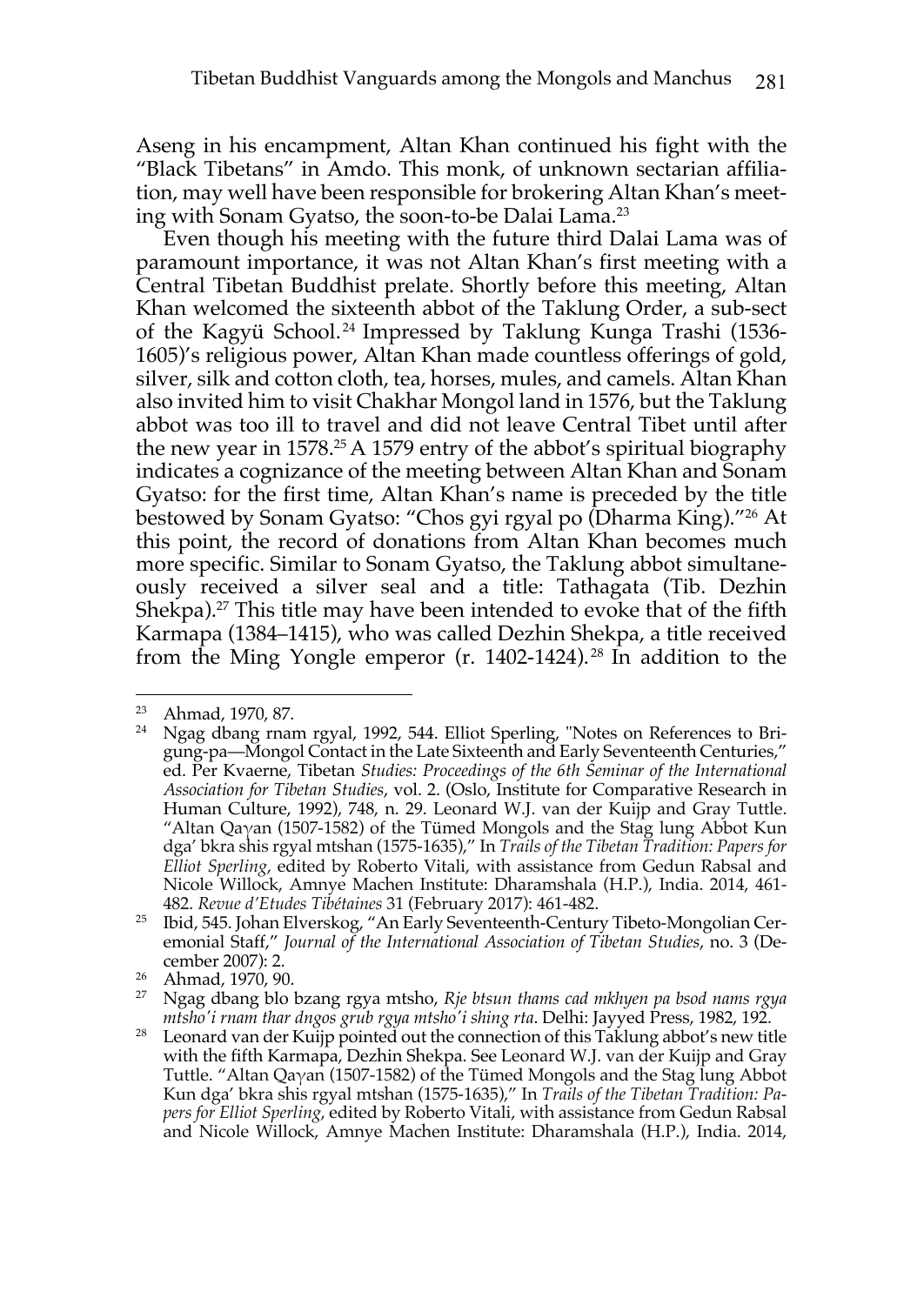Aseng in his encampment, Altan Khan continued his fight with the "Black Tibetans" in Amdo. This monk, of unknown sectarian affiliation, may well have been responsible for brokering Altan Khan's meeting with Sonam Gyatso, the soon-to-be Dalai Lama.[23]

Even though his meeting with the future third Dalai Lama was of paramount importance, it was not Altan Khan's first meeting with a Central Tibetan Buddhist prelate. Shortly before this meeting, Altan Khan welcomed the sixteenth abbot of the Taklung Order, a sub-sect of the Kagyü School.[24] Impressed by Taklung Kunga Trashi (1536-1605)'s religious power, Altan Khan made countless offerings of gold, silver, silk and cotton cloth, tea, horses, mules, and camels. Altan Khan also invited him to visit Chakhar Mongol land in 1576, but the Taklung abbot was too ill to travel and did not leave Central Tibet until after the new year in 1578.[25] A 1579 entry of the abbot's spiritual biography indicates a cognizance of the meeting between Altan Khan and Sonam Gyatso: for the first time, Altan Khan's name is preceded by the title bestowed by Sonam Gyatso: "Chos gyi rgyal po (Dharma King)."[26] At this point, the record of donations from Altan Khan becomes much more specific. Similar to Sonam Gyatso, the Taklung abbot simultaneously received a silver seal and a title: Tathagata (Tib. Dezhin Shekpa).[27] This title may have been intended to evoke that of the fifth Karmapa (1384–1415), who was called Dezhin Shekpa, a title received from the Ming Yongle emperor (r. 1402-1424).[28] In addition to the

---

[23] Ahmad, 1970, 87.

[24] Ngag dbang rnam rgyal, 1992, 544. Elliot Sperling, "Notes on References to Bri-gung-pa—Mongol Contact in the Late Sixteenth and Early Seventeenth Centuries," ed. Per Kvaerne, Tibetan *Studies: Proceedings of the 6th Seminar of the International Association for Tibetan Studies*, vol. 2. (Oslo, Institute for Comparative Research in Human Culture, 1992), 748, n. 29. Leonard W.J. van der Kuijp and Gray Tuttle. "Altan Qaγan (1507-1582) of the Tümed Mongols and the Stag lung Abbot Kun dga' bkra shis rgyal mtshan (1575-1635)," In *Trails of the Tibetan Tradition: Papers for Elliot Sperling*, edited by Roberto Vitali, with assistance from Gedun Rabsal and Nicole Willock, Amnye Machen Institute: Dharamshala (H.P.), India. 2014, 461-482. *Revue d'Etudes Tibétaines* 31 (February 2017): 461-482.

[25] Ibid, 545. Johan Elverskog, "An Early Seventeenth-Century Tibeto-Mongolian Ceremonial Staff," *Journal of the International Association of Tibetan Studies*, no. 3 (December 2007): 2.

[26] Ahmad, 1970, 90.

[27] Ngag dbang blo bzang rgya mtsho, *Rje btsun thams cad mkhyen pa bsod nams rgya mtsho'i rnam thar dngos grub rgya mtsho'i shing rta*. Delhi: Jayyed Press, 1982, 192.

[28] Leonard van der Kuijp pointed out the connection of this Taklung abbot's new title with the fifth Karmapa, Dezhin Shekpa. See Leonard W.J. van der Kuijp and Gray Tuttle. "Altan Qaγan (1507-1582) of the Tümed Mongols and the Stag lung Abbot Kun dga' bkra shis rgyal mtshan (1575-1635)," In *Trails of the Tibetan Tradition: Papers for Elliot Sperling*, edited by Roberto Vitali, with assistance from Gedun Rabsal and Nicole Willock, Amnye Machen Institute: Dharamshala (H.P.), India. 2014,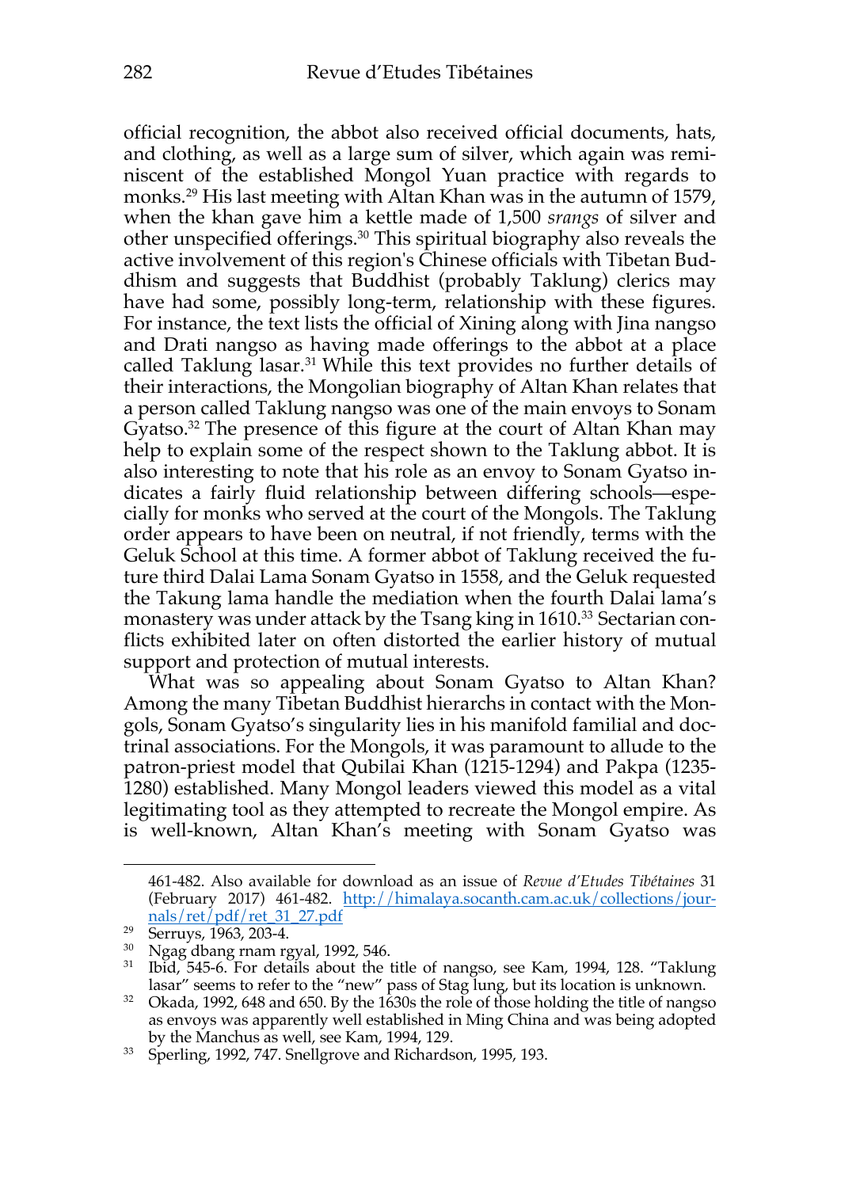official recognition, the abbot also received official documents, hats, and clothing, as well as a large sum of silver, which again was reminiscent of the established Mongol Yuan practice with regards to monks.[29] His last meeting with Altan Khan was in the autumn of 1579, when the khan gave him a kettle made of 1,500 *srangs* of silver and other unspecified offerings.[30] This spiritual biography also reveals the active involvement of this region's Chinese officials with Tibetan Buddhism and suggests that Buddhist (probably Taklung) clerics may have had some, possibly long-term, relationship with these figures. For instance, the text lists the official of Xining along with Jina nangso and Drati nangso as having made offerings to the abbot at a place called Taklung lasar.[31] While this text provides no further details of their interactions, the Mongolian biography of Altan Khan relates that a person called Taklung nangso was one of the main envoys to Sonam Gyatso.[32] The presence of this figure at the court of Altan Khan may help to explain some of the respect shown to the Taklung abbot. It is also interesting to note that his role as an envoy to Sonam Gyatso indicates a fairly fluid relationship between differing schools—especially for monks who served at the court of the Mongols. The Taklung order appears to have been on neutral, if not friendly, terms with the Geluk School at this time. A former abbot of Taklung received the future third Dalai Lama Sonam Gyatso in 1558, and the Geluk requested the Takung lama handle the mediation when the fourth Dalai lama's monastery was under attack by the Tsang king in 1610.[33] Sectarian conflicts exhibited later on often distorted the earlier history of mutual support and protection of mutual interests.

What was so appealing about Sonam Gyatso to Altan Khan? Among the many Tibetan Buddhist hierarchs in contact with the Mongols, Sonam Gyatso's singularity lies in his manifold familial and doctrinal associations. For the Mongols, it was paramount to allude to the patron-priest model that Qubilai Khan (1215-1294) and Pakpa (1235-1280) established. Many Mongol leaders viewed this model as a vital legitimating tool as they attempted to recreate the Mongol empire. As is well-known, Altan Khan's meeting with Sonam Gyatso was

---

461-482. Also available for download as an issue of *Revue d'Etudes Tibétaines* 31 (February 2017) 461-482. http://himalaya.socanth.cam.ac.uk/collections/journals/ret/pdf/ret_31_27.pdf

[29] Serruys, 1963, 203-4.

[30] Ngag dbang rnam rgyal, 1992, 546.

[31] Ibid, 545-6. For details about the title of nangso, see Kam, 1994, 128. "Taklung lasar" seems to refer to the "new" pass of Stag lung, but its location is unknown.

[32] Okada, 1992, 648 and 650. By the 1630s the role of those holding the title of nangso as envoys was apparently well established in Ming China and was being adopted by the Manchus as well, see Kam, 1994, 129.

[33] Sperling, 1992, 747. Snellgrove and Richardson, 1995, 193.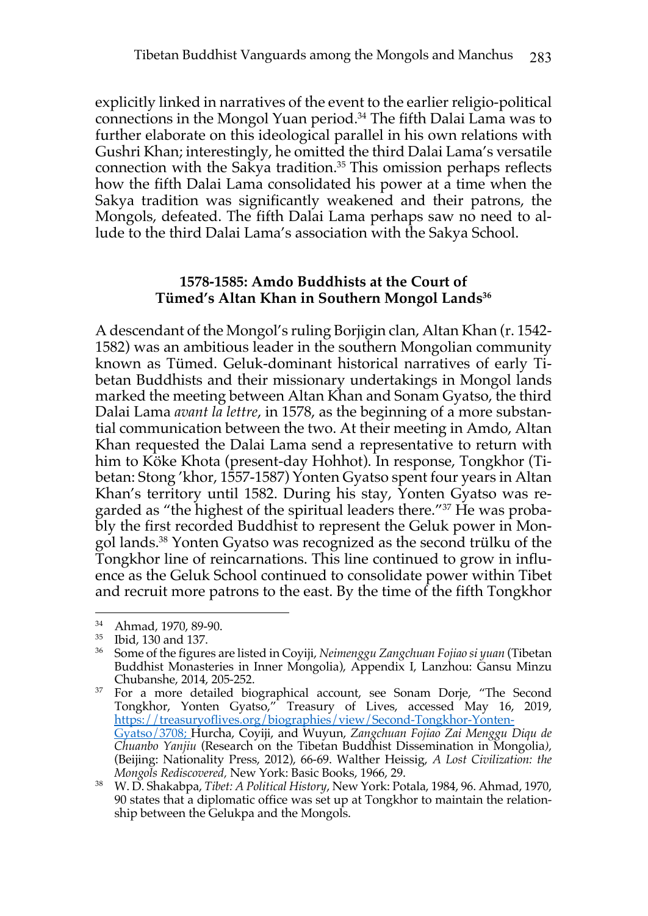explicitly linked in narratives of the event to the earlier religio-political connections in the Mongol Yuan period.[34] The fifth Dalai Lama was to further elaborate on this ideological parallel in his own relations with Gushri Khan; interestingly, he omitted the third Dalai Lama's versatile connection with the Sakya tradition.[35] This omission perhaps reflects how the fifth Dalai Lama consolidated his power at a time when the Sakya tradition was significantly weakened and their patrons, the Mongols, defeated. The fifth Dalai Lama perhaps saw no need to allude to the third Dalai Lama's association with the Sakya School.

## 1578-1585: Amdo Buddhists at the Court of Tümed's Altan Khan in Southern Mongol Lands[36]

A descendant of the Mongol's ruling Borjigin clan, Altan Khan (r. 1542-1582) was an ambitious leader in the southern Mongolian community known as Tümed. Geluk-dominant historical narratives of early Tibetan Buddhists and their missionary undertakings in Mongol lands marked the meeting between Altan Khan and Sonam Gyatso, the third Dalai Lama *avant la lettre*, in 1578, as the beginning of a more substantial communication between the two. At their meeting in Amdo, Altan Khan requested the Dalai Lama send a representative to return with him to Köke Khota (present-day Hohhot). In response, Tongkhor (Tibetan: Stong 'khor, 1557-1587) Yonten Gyatso spent four years in Altan Khan's territory until 1582. During his stay, Yonten Gyatso was regarded as "the highest of the spiritual leaders there."[37] He was probably the first recorded Buddhist to represent the Geluk power in Mongol lands.[38] Yonten Gyatso was recognized as the second trülku of the Tongkhor line of reincarnations. This line continued to grow in influence as the Geluk School continued to consolidate power within Tibet and recruit more patrons to the east. By the time of the fifth Tongkhor

---

[34] Ahmad, 1970, 89-90.

[35] Ibid, 130 and 137.

[36] Some of the figures are listed in Coyiji, *Neimenggu Zangchuan Fojiao si yuan* (Tibetan Buddhist Monasteries in Inner Mongolia), Appendix I, Lanzhou: Gansu Minzu Chubanshe, 2014, 205-252.

[37] For a more detailed biographical account, see Sonam Dorje, "The Second Tongkhor, Yonten Gyatso," Treasury of Lives, accessed May 16, 2019, https://treasuryoflives.org/biographies/view/Second-Tongkhor-Yonten-Gyatso/3708; Hurcha, Coyiji, and Wuyun, *Zangchuan Fojiao Zai Menggu Diqu de Chuanbo Yanjiu* (Research on the Tibetan Buddhist Dissemination in Mongolia), (Beijing: Nationality Press, 2012), 66-69. Walther Heissig, *A Lost Civilization: the Mongols Rediscovered,* New York: Basic Books, 1966, 29.

[38] W. D. Shakabpa, *Tibet: A Political History*, New York: Potala, 1984, 96. Ahmad, 1970, 90 states that a diplomatic office was set up at Tongkhor to maintain the relationship between the Gelukpa and the Mongols.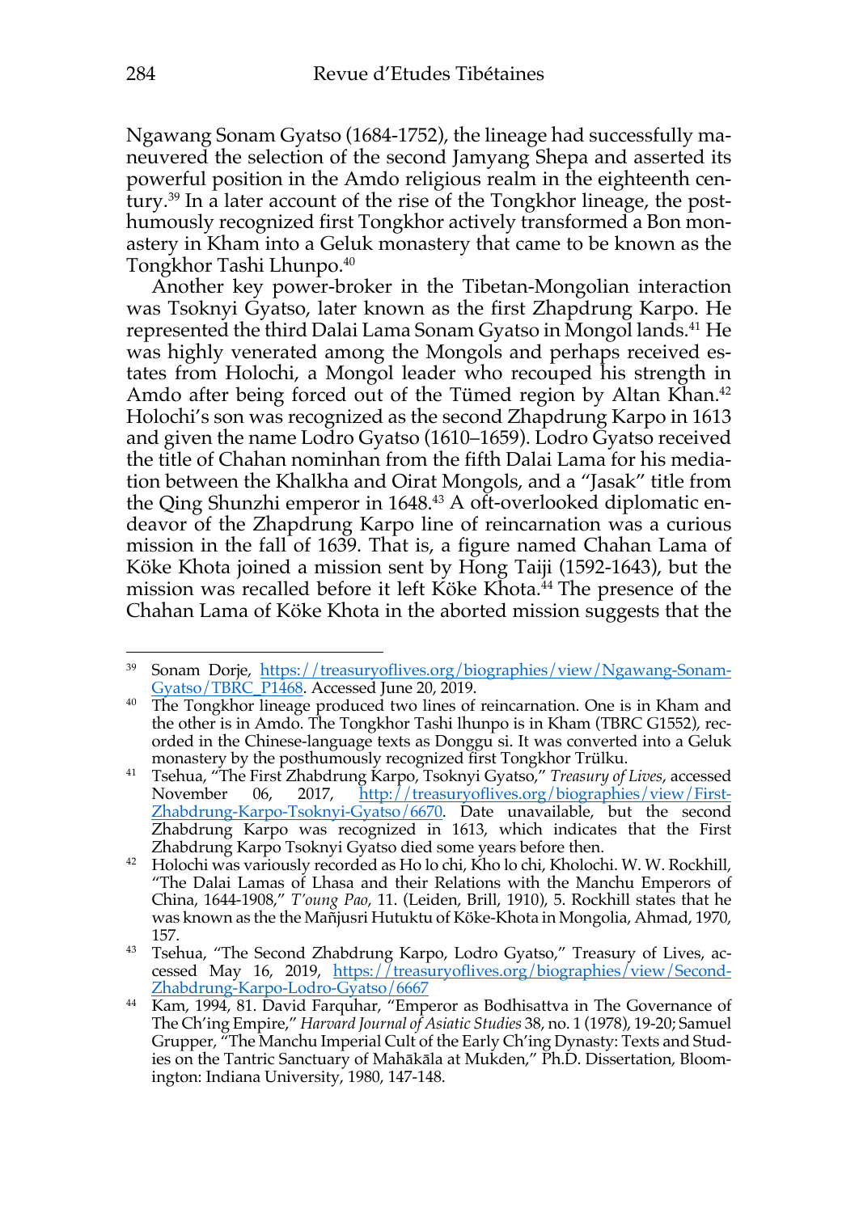Ngawang Sonam Gyatso (1684-1752), the lineage had successfully maneuvered the selection of the second Jamyang Shepa and asserted its powerful position in the Amdo religious realm in the eighteenth century.[39] In a later account of the rise of the Tongkhor lineage, the posthumously recognized first Tongkhor actively transformed a Bon monastery in Kham into a Geluk monastery that came to be known as the Tongkhor Tashi Lhunpo.[40]

Another key power-broker in the Tibetan-Mongolian interaction was Tsoknyi Gyatso, later known as the first Zhapdrung Karpo. He represented the third Dalai Lama Sonam Gyatso in Mongol lands.[41] He was highly venerated among the Mongols and perhaps received estates from Holochi, a Mongol leader who recouped his strength in Amdo after being forced out of the Tümed region by Altan Khan.[42] Holochi's son was recognized as the second Zhapdrung Karpo in 1613 and given the name Lodro Gyatso (1610–1659). Lodro Gyatso received the title of Chahan nominhan from the fifth Dalai Lama for his mediation between the Khalkha and Oirat Mongols, and a "Jasak" title from the Qing Shunzhi emperor in 1648.[43] A oft-overlooked diplomatic endeavor of the Zhapdrung Karpo line of reincarnation was a curious mission in the fall of 1639. That is, a figure named Chahan Lama of Köke Khota joined a mission sent by Hong Taiji (1592-1643), but the mission was recalled before it left Köke Khota.[44] The presence of the Chahan Lama of Köke Khota in the aborted mission suggests that the

---

[39] Sonam Dorje, https://treasuryoflives.org/biographies/view/Ngawang-Sonam-Gyatso/TBRC_P1468. Accessed June 20, 2019.

[40] The Tongkhor lineage produced two lines of reincarnation. One is in Kham and the other is in Amdo. The Tongkhor Tashi lhunpo is in Kham (TBRC G1552), recorded in the Chinese-language texts as Donggu si. It was converted into a Geluk monastery by the posthumously recognized first Tongkhor Trülku.

[41] Tsehua, "The First Zhabdrung Karpo, Tsoknyi Gyatso," *Treasury of Lives*, accessed November 06, 2017, http://treasuryoflives.org/biographies/view/First-Zhabdrung-Karpo-Tsoknyi-Gyatso/6670. Date unavailable, but the second Zhabdrung Karpo was recognized in 1613, which indicates that the First Zhabdrung Karpo Tsoknyi Gyatso died some years before then.

[42] Holochi was variously recorded as Ho lo chi, Kho lo chi, Kholochi. W. W. Rockhill, "The Dalai Lamas of Lhasa and their Relations with the Manchu Emperors of China, 1644-1908," *T'oung Pao*, 11. (Leiden, Brill, 1910), 5. Rockhill states that he was known as the the Mañjusri Hutuktu of Köke-Khota in Mongolia, Ahmad, 1970, 157.

[43] Tsehua, "The Second Zhabdrung Karpo, Lodro Gyatso," Treasury of Lives, accessed May 16, 2019, https://treasuryoflives.org/biographies/view/Second-Zhabdrung-Karpo-Lodro-Gyatso/6667

[44] Kam, 1994, 81. David Farquhar, "Emperor as Bodhisattva in The Governance of The Ch'ing Empire," *Harvard Journal of Asiatic Studies* 38, no. 1 (1978), 19-20; Samuel Grupper, "The Manchu Imperial Cult of the Early Ch'ing Dynasty: Texts and Studies on the Tantric Sanctuary of Mahākāla at Mukden," Ph.D. Dissertation, Bloomington: Indiana University, 1980, 147-148.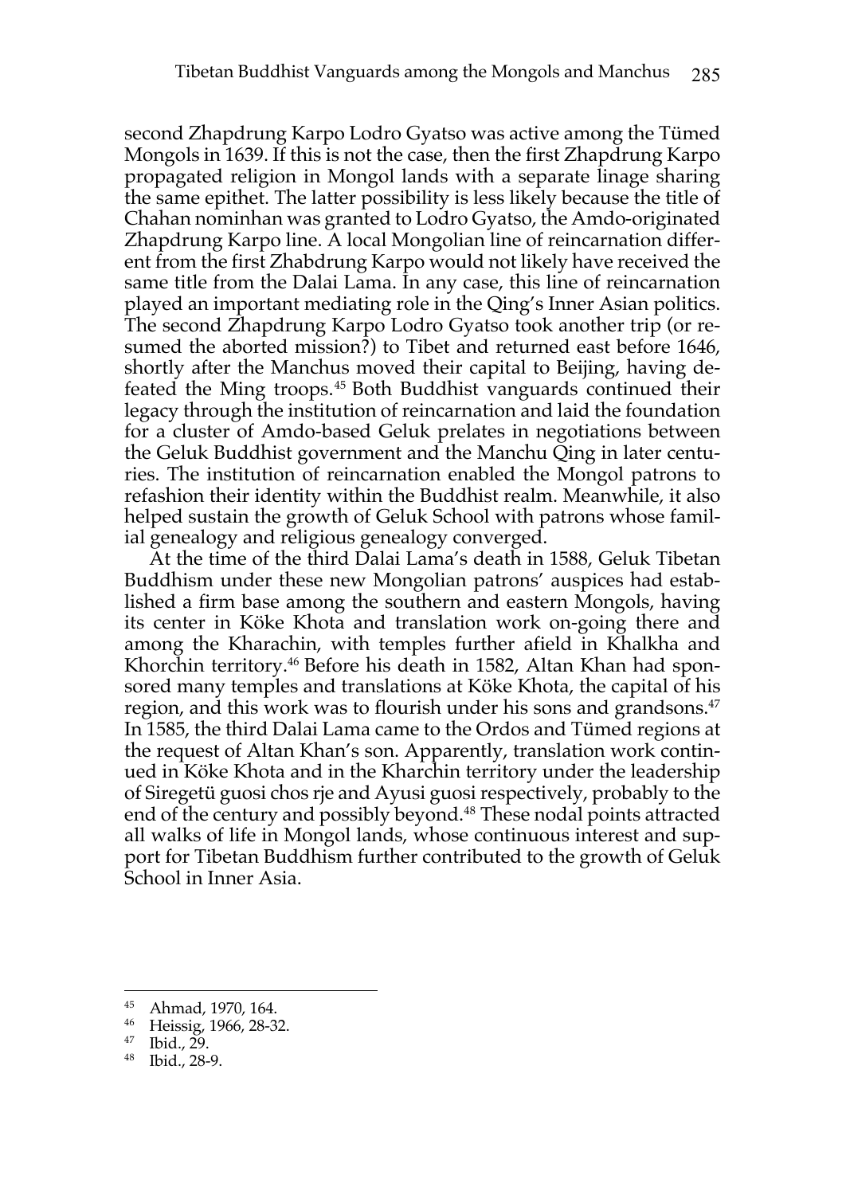second Zhapdrung Karpo Lodro Gyatso was active among the Tümed Mongols in 1639. If this is not the case, then the first Zhapdrung Karpo propagated religion in Mongol lands with a separate linage sharing the same epithet. The latter possibility is less likely because the title of Chahan nominhan was granted to Lodro Gyatso, the Amdo-originated Zhapdrung Karpo line. A local Mongolian line of reincarnation different from the first Zhabdrung Karpo would not likely have received the same title from the Dalai Lama. In any case, this line of reincarnation played an important mediating role in the Qing's Inner Asian politics. The second Zhapdrung Karpo Lodro Gyatso took another trip (or resumed the aborted mission?) to Tibet and returned east before 1646, shortly after the Manchus moved their capital to Beijing, having defeated the Ming troops.[45] Both Buddhist vanguards continued their legacy through the institution of reincarnation and laid the foundation for a cluster of Amdo-based Geluk prelates in negotiations between the Geluk Buddhist government and the Manchu Qing in later centuries. The institution of reincarnation enabled the Mongol patrons to refashion their identity within the Buddhist realm. Meanwhile, it also helped sustain the growth of Geluk School with patrons whose familial genealogy and religious genealogy converged.

At the time of the third Dalai Lama's death in 1588, Geluk Tibetan Buddhism under these new Mongolian patrons' auspices had established a firm base among the southern and eastern Mongols, having its center in Köke Khota and translation work on-going there and among the Kharachin, with temples further afield in Khalkha and Khorchin territory.[46] Before his death in 1582, Altan Khan had sponsored many temples and translations at Köke Khota, the capital of his region, and this work was to flourish under his sons and grandsons.[47] In 1585, the third Dalai Lama came to the Ordos and Tümed regions at the request of Altan Khan's son. Apparently, translation work continued in Köke Khota and in the Kharchin territory under the leadership of Siregetü guosi chos rje and Ayusi guosi respectively, probably to the end of the century and possibly beyond.[48] These nodal points attracted all walks of life in Mongol lands, whose continuous interest and support for Tibetan Buddhism further contributed to the growth of Geluk School in Inner Asia.

---

[45] Ahmad, 1970, 164.

[46] Heissig, 1966, 28-32.

[47] Ibid., 29.

[48] Ibid., 28-9.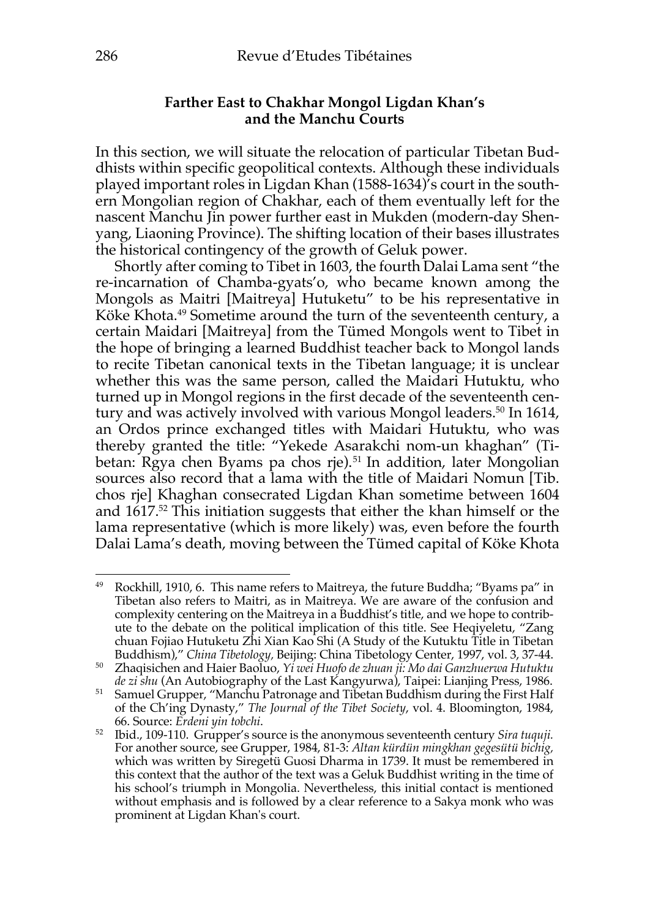### Farther East to Chakhar Mongol Ligdan Khan's and the Manchu Courts

In this section, we will situate the relocation of particular Tibetan Buddhists within specific geopolitical contexts. Although these individuals played important roles in Ligdan Khan (1588-1634)'s court in the southern Mongolian region of Chakhar, each of them eventually left for the nascent Manchu Jin power further east in Mukden (modern-day Shenyang, Liaoning Province). The shifting location of their bases illustrates the historical contingency of the growth of Geluk power.

Shortly after coming to Tibet in 1603, the fourth Dalai Lama sent "the re-incarnation of Chamba-gyats'o, who became known among the Mongols as Maitri [Maitreya] Hutuketu" to be his representative in Köke Khota.[49] Sometime around the turn of the seventeenth century, a certain Maidari [Maitreya] from the Tümed Mongols went to Tibet in the hope of bringing a learned Buddhist teacher back to Mongol lands to recite Tibetan canonical texts in the Tibetan language; it is unclear whether this was the same person, called the Maidari Hutuktu, who turned up in Mongol regions in the first decade of the seventeenth century and was actively involved with various Mongol leaders.[50] In 1614, an Ordos prince exchanged titles with Maidari Hutuktu, who was thereby granted the title: "Yekede Asarakchi nom-un khaghan" (Tibetan: Rgya chen Byams pa chos rje).[51] In addition, later Mongolian sources also record that a lama with the title of Maidari Nomun [Tib. chos rje] Khaghan consecrated Ligdan Khan sometime between 1604 and 1617.[52] This initiation suggests that either the khan himself or the lama representative (which is more likely) was, even before the fourth Dalai Lama's death, moving between the Tümed capital of Köke Khota

---

[49] Rockhill, 1910, 6. This name refers to Maitreya, the future Buddha; "Byams pa" in Tibetan also refers to Maitri, as in Maitreya. We are aware of the confusion and complexity centering on the Maitreya in a Buddhist's title, and we hope to contribute to the debate on the political implication of this title. See Heqiyeletu, "Zang chuan Fojiao Hutuketu Zhi Xian Kao Shi (A Study of the Kutuktu Title in Tibetan Buddhism)," *China Tibetology,* Beijing: China Tibetology Center, 1997, vol. 3, 37-44.

[50] Zhaqisichen and Haier Baoluo, *Yi wei Huofo de zhuan ji: Mo dai Ganzhuerwa Hutuktu de zi shu* (An Autobiography of the Last Kangyurwa), Taipei: Lianjing Press, 1986.

[51] Samuel Grupper, "Manchu Patronage and Tibetan Buddhism during the First Half of the Ch'ing Dynasty," *The Journal of the Tibet Society*, vol. 4. Bloomington, 1984, 66. Source: *Erdeni yin tobchi*.

[52] Ibid., 109-110. Grupper's source is the anonymous seventeenth century *Sira tuquji.* For another source, see Grupper, 1984, 81-3: *Altan kürdün mingkhan gegesütü bichig,* which was written by Siregetü Guosi Dharma in 1739. It must be remembered in this context that the author of the text was a Geluk Buddhist writing in the time of his school's triumph in Mongolia. Nevertheless, this initial contact is mentioned without emphasis and is followed by a clear reference to a Sakya monk who was prominent at Ligdan Khan's court.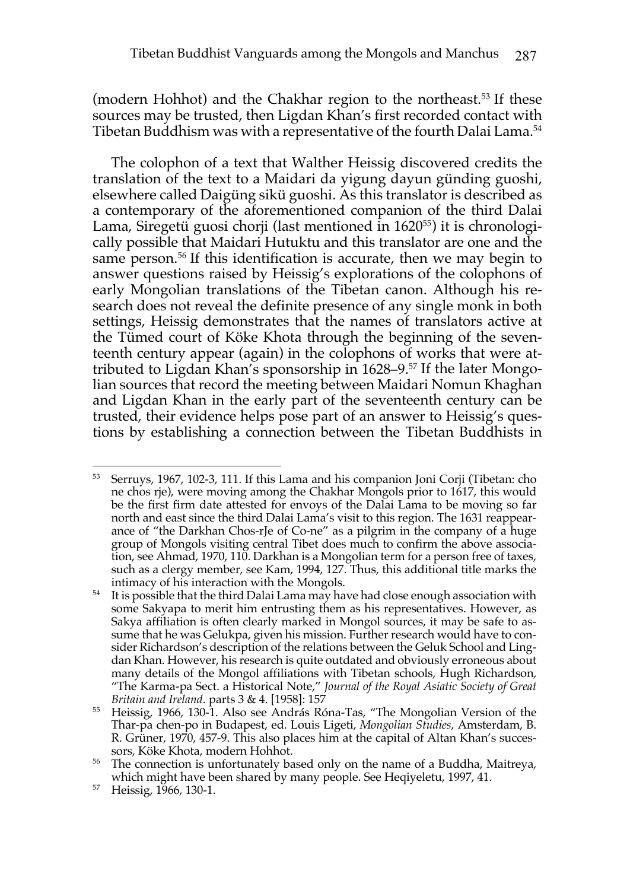(modern Hohhot) and the Chakhar region to the northeast.[53] If these sources may be trusted, then Ligdan Khan's first recorded contact with Tibetan Buddhism was with a representative of the fourth Dalai Lama.[54]

The colophon of a text that Walther Heissig discovered credits the translation of the text to a Maidari da yigung dayun günding guoshi, elsewhere called Daigüng sikü guoshi. As this translator is described as a contemporary of the aforementioned companion of the third Dalai Lama, Siregetü guosi chorji (last mentioned in 1620[55]) it is chronologically possible that Maidari Hutuktu and this translator are one and the same person.[56] If this identification is accurate, then we may begin to answer questions raised by Heissig's explorations of the colophons of early Mongolian translations of the Tibetan canon. Although his research does not reveal the definite presence of any single monk in both settings, Heissig demonstrates that the names of translators active at the Tümed court of Köke Khota through the beginning of the seventeenth century appear (again) in the colophons of works that were attributed to Ligdan Khan's sponsorship in 1628–9.[57] If the later Mongolian sources that record the meeting between Maidari Nomun Khaghan and Ligdan Khan in the early part of the seventeenth century can be trusted, their evidence helps pose part of an answer to Heissig's questions by establishing a connection between the Tibetan Buddhists in

---

[53] Serruys, 1967, 102-3, 111. If this Lama and his companion Joni Corji (Tibetan: cho ne chos rje), were moving among the Chakhar Mongols prior to 1617, this would be the first firm date attested for envoys of the Dalai Lama to be moving so far north and east since the third Dalai Lama's visit to this region. The 1631 reappearance of "the Darkhan Chos-rJe of Co-ne" as a pilgrim in the company of a huge group of Mongols visiting central Tibet does much to confirm the above association, see Ahmad, 1970, 110. Darkhan is a Mongolian term for a person free of taxes, such as a clergy member, see Kam, 1994, 127. Thus, this additional title marks the intimacy of his interaction with the Mongols.

[54] It is possible that the third Dalai Lama may have had close enough association with some Sakyapa to merit him entrusting them as his representatives. However, as Sakya affiliation is often clearly marked in Mongol sources, it may be safe to assume that he was Gelukpa, given his mission. Further research would have to consider Richardson's description of the relations between the Geluk School and Lingdan Khan. However, his research is quite outdated and obviously erroneous about many details of the Mongol affiliations with Tibetan schools, Hugh Richardson, "The Karma-pa Sect. a Historical Note," *Journal of the Royal Asiatic Society of Great Britain and Ireland*. parts 3 & 4. [1958]: 157

[55] Heissig, 1966, 130-1. Also see András Róna-Tas, "The Mongolian Version of the Thar-pa chen-po in Budapest, ed. Louis Ligeti, *Mongolian Studies*, Amsterdam, B. R. Grüner, 1970, 457-9. This also places him at the capital of Altan Khan's successors, Köke Khota, modern Hohhot.

[56] The connection is unfortunately based only on the name of a Buddha, Maitreya, which might have been shared by many people. See Heqiyeletu, 1997, 41.

[57] Heissig, 1966, 130-1.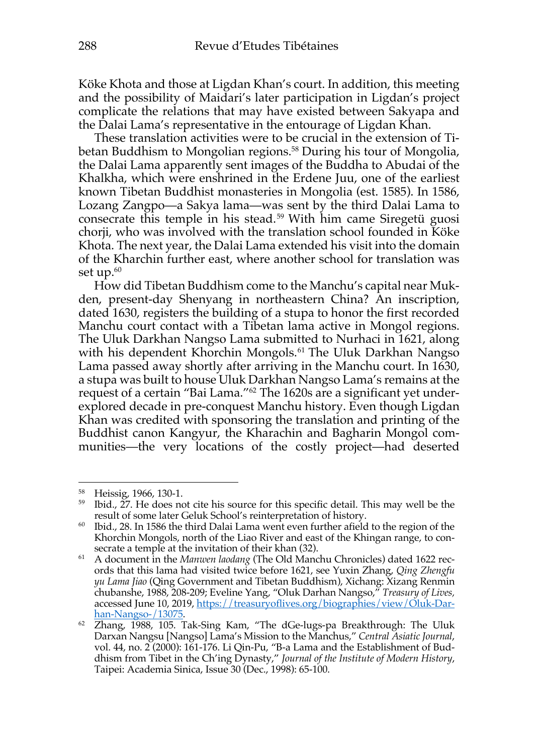Köke Khota and those at Ligdan Khan's court. In addition, this meeting and the possibility of Maidari's later participation in Ligdan's project complicate the relations that may have existed between Sakyapa and the Dalai Lama's representative in the entourage of Ligdan Khan.

These translation activities were to be crucial in the extension of Tibetan Buddhism to Mongolian regions.[58] During his tour of Mongolia, the Dalai Lama apparently sent images of the Buddha to Abudai of the Khalkha, which were enshrined in the Erdene Juu, one of the earliest known Tibetan Buddhist monasteries in Mongolia (est. 1585). In 1586, Lozang Zangpo—a Sakya lama—was sent by the third Dalai Lama to consecrate this temple in his stead.[59] With him came Siregetü guosi chorji, who was involved with the translation school founded in Köke Khota. The next year, the Dalai Lama extended his visit into the domain of the Kharchin further east, where another school for translation was set up.[60]

How did Tibetan Buddhism come to the Manchu's capital near Mukden, present-day Shenyang in northeastern China? An inscription, dated 1630, registers the building of a stupa to honor the first recorded Manchu court contact with a Tibetan lama active in Mongol regions. The Uluk Darkhan Nangso Lama submitted to Nurhaci in 1621, along with his dependent Khorchin Mongols.[61] The Uluk Darkhan Nangso Lama passed away shortly after arriving in the Manchu court. In 1630, a stupa was built to house Uluk Darkhan Nangso Lama's remains at the request of a certain "Bai Lama."[62] The 1620s are a significant yet under-explored decade in pre-conquest Manchu history. Even though Ligdan Khan was credited with sponsoring the translation and printing of the Buddhist canon Kangyur, the Kharachin and Bagharin Mongol communities—the very locations of the costly project—had deserted

---

[58] Heissig, 1966, 130-1.

[59] Ibid., 27. He does not cite his source for this specific detail. This may well be the result of some later Geluk School's reinterpretation of history.

[60] Ibid., 28. In 1586 the third Dalai Lama went even further afield to the region of the Khorchin Mongols, north of the Liao River and east of the Khingan range, to consecrate a temple at the invitation of their khan (32).

[61] A document in the *Manwen laodang* (The Old Manchu Chronicles) dated 1622 records that this lama had visited twice before 1621, see Yuxin Zhang, *Qing Zhengfu yu Lama Jiao* (Qing Government and Tibetan Buddhism), Xichang: Xizang Renmin chubanshe, 1988, 208-209; Eveline Yang, "Oluk Darhan Nangso," *Treasury of Lives,* accessed June 10, 2019, https://treasuryoflives.org/biographies/view/Oluk-Darhan-Nangso-/13075.

[62] Zhang, 1988, 105. Tak-Sing Kam, "The dGe-lugs-pa Breakthrough: The Uluk Darxan Nangsu [Nangso] Lama's Mission to the Manchus," *Central Asiatic Journal*, vol. 44, no. 2 (2000): 161-176. Li Qin-Pu, "B-a Lama and the Establishment of Buddhism from Tibet in the Ch'ing Dynasty," *Journal of the Institute of Modern History*, Taipei: Academia Sinica, Issue 30 (Dec., 1998): 65-100.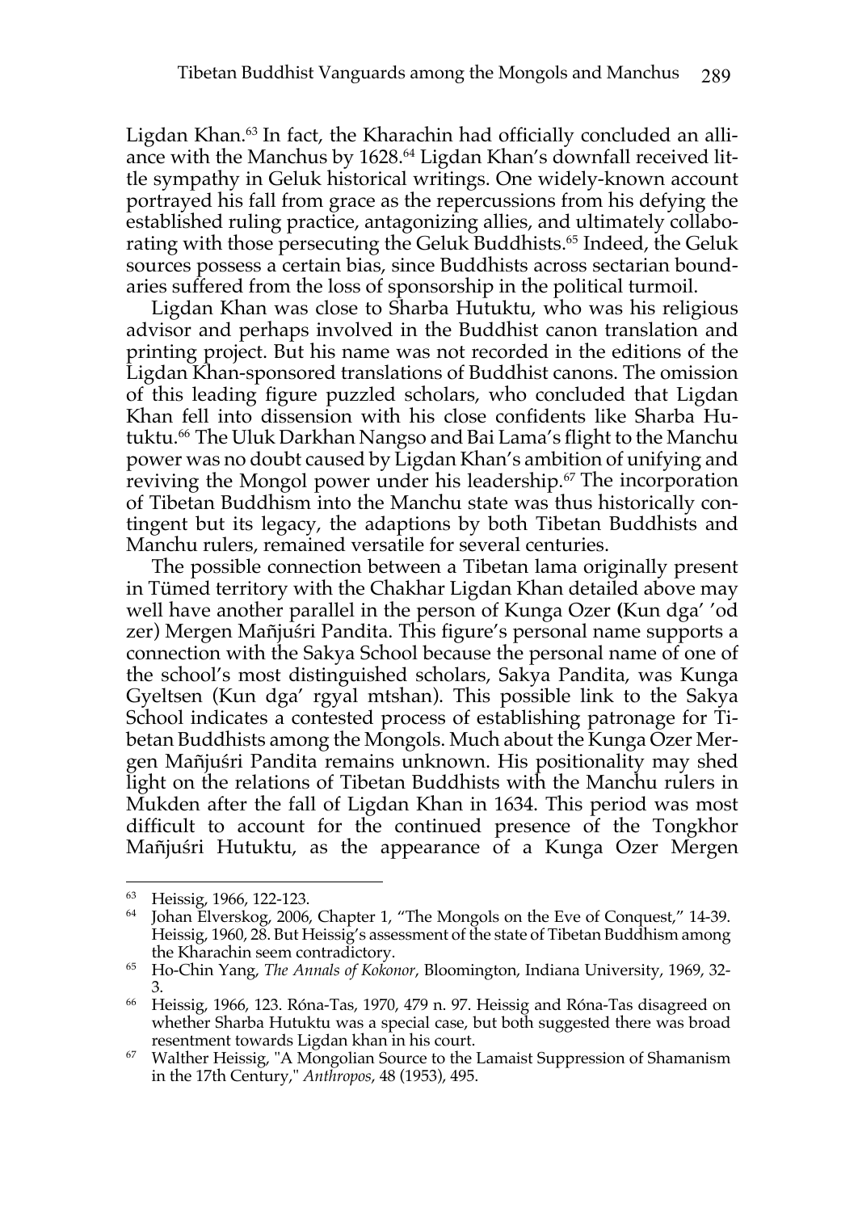Ligdan Khan.[63] In fact, the Kharachin had officially concluded an alliance with the Manchus by 1628.[64] Ligdan Khan's downfall received little sympathy in Geluk historical writings. One widely-known account portrayed his fall from grace as the repercussions from his defying the established ruling practice, antagonizing allies, and ultimately collaborating with those persecuting the Geluk Buddhists.[65] Indeed, the Geluk sources possess a certain bias, since Buddhists across sectarian boundaries suffered from the loss of sponsorship in the political turmoil.

Ligdan Khan was close to Sharba Hutuktu, who was his religious advisor and perhaps involved in the Buddhist canon translation and printing project. But his name was not recorded in the editions of the Ligdan Khan-sponsored translations of Buddhist canons. The omission of this leading figure puzzled scholars, who concluded that Ligdan Khan fell into dissension with his close confidents like Sharba Hutuktu.[66] The Uluk Darkhan Nangso and Bai Lama's flight to the Manchu power was no doubt caused by Ligdan Khan's ambition of unifying and reviving the Mongol power under his leadership.[67] The incorporation of Tibetan Buddhism into the Manchu state was thus historically contingent but its legacy, the adaptions by both Tibetan Buddhists and Manchu rulers, remained versatile for several centuries.

The possible connection between a Tibetan lama originally present in Tümed territory with the Chakhar Ligdan Khan detailed above may well have another parallel in the person of Kunga Ozer **(**Kun dga' 'od zer) Mergen Mañjuśri Pandita. This figure's personal name supports a connection with the Sakya School because the personal name of one of the school's most distinguished scholars, Sakya Pandita, was Kunga Gyeltsen (Kun dga' rgyal mtshan). This possible link to the Sakya School indicates a contested process of establishing patronage for Tibetan Buddhists among the Mongols. Much about the Kunga Ozer Mergen Mañjuśri Pandita remains unknown. His positionality may shed light on the relations of Tibetan Buddhists with the Manchu rulers in Mukden after the fall of Ligdan Khan in 1634. This period was most difficult to account for the continued presence of the Tongkhor Mañjuśri Hutuktu, as the appearance of a Kunga Ozer Mergen

---

[63] Heissig, 1966, 122-123.

[64] Johan Elverskog, 2006, Chapter 1, "The Mongols on the Eve of Conquest," 14-39. Heissig, 1960, 28. But Heissig's assessment of the state of Tibetan Buddhism among the Kharachin seem contradictory.

[65] Ho-Chin Yang, *The Annals of Kokonor*, Bloomington, Indiana University, 1969, 32-3.

[66] Heissig, 1966, 123. Róna-Tas, 1970, 479 n. 97. Heissig and Róna-Tas disagreed on whether Sharba Hutuktu was a special case, but both suggested there was broad resentment towards Ligdan khan in his court.

[67] Walther Heissig, "A Mongolian Source to the Lamaist Suppression of Shamanism in the 17th Century," *Anthropos*, 48 (1953), 495.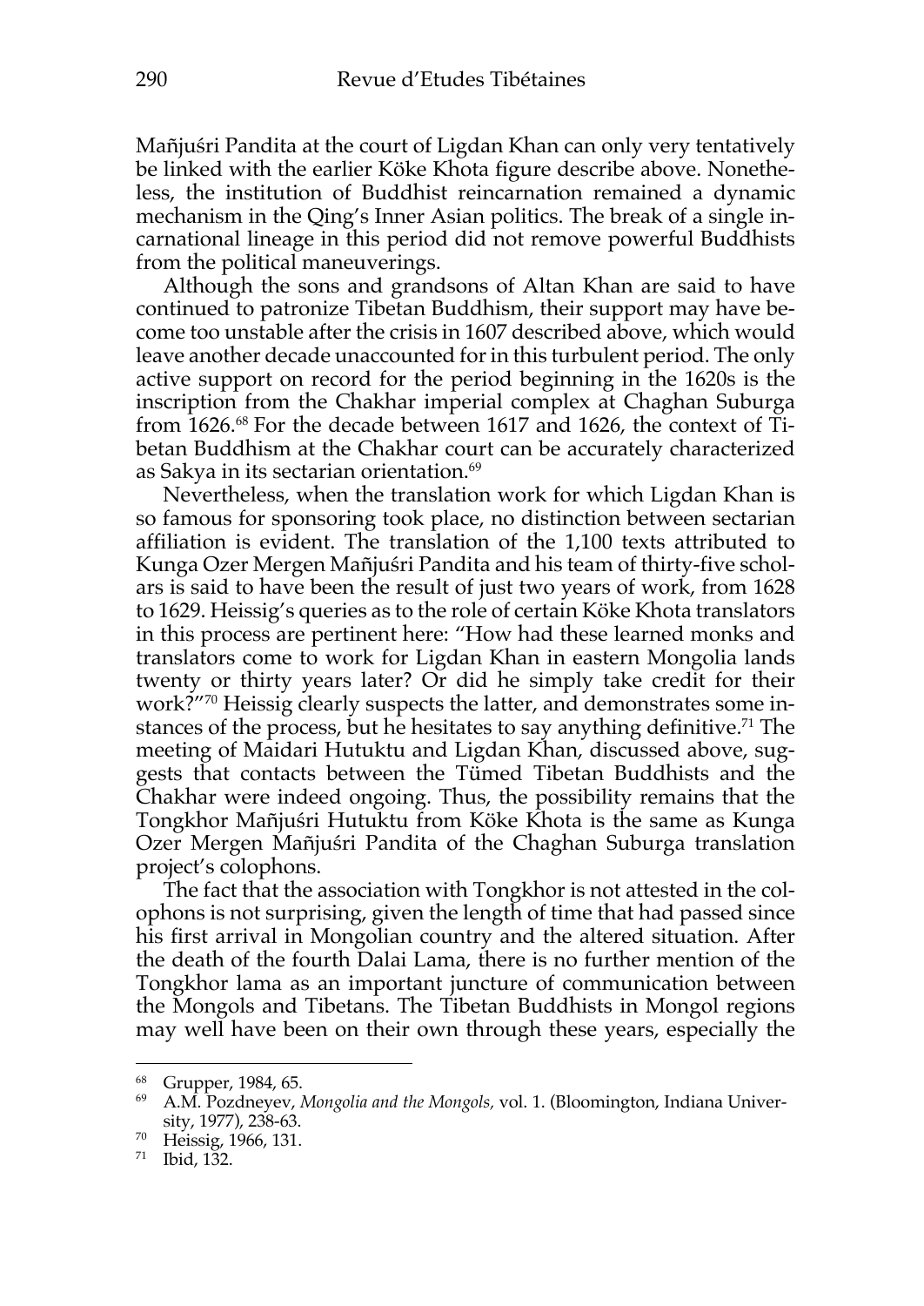Mañjuśri Pandita at the court of Ligdan Khan can only very tentatively be linked with the earlier Köke Khota figure describe above. Nonetheless, the institution of Buddhist reincarnation remained a dynamic mechanism in the Qing's Inner Asian politics. The break of a single incarnational lineage in this period did not remove powerful Buddhists from the political maneuverings.

Although the sons and grandsons of Altan Khan are said to have continued to patronize Tibetan Buddhism, their support may have become too unstable after the crisis in 1607 described above, which would leave another decade unaccounted for in this turbulent period. The only active support on record for the period beginning in the 1620s is the inscription from the Chakhar imperial complex at Chaghan Suburga from 1626.[68] For the decade between 1617 and 1626, the context of Tibetan Buddhism at the Chakhar court can be accurately characterized as Sakya in its sectarian orientation.[69]

Nevertheless, when the translation work for which Ligdan Khan is so famous for sponsoring took place, no distinction between sectarian affiliation is evident. The translation of the 1,100 texts attributed to Kunga Ozer Mergen Mañjuśri Pandita and his team of thirty-five scholars is said to have been the result of just two years of work, from 1628 to 1629. Heissig's queries as to the role of certain Köke Khota translators in this process are pertinent here: "How had these learned monks and translators come to work for Ligdan Khan in eastern Mongolia lands twenty or thirty years later? Or did he simply take credit for their work?"[70] Heissig clearly suspects the latter, and demonstrates some instances of the process, but he hesitates to say anything definitive.[71] The meeting of Maidari Hutuktu and Ligdan Khan, discussed above, suggests that contacts between the Tümed Tibetan Buddhists and the Chakhar were indeed ongoing. Thus, the possibility remains that the Tongkhor Mañjuśri Hutuktu from Köke Khota is the same as Kunga Ozer Mergen Mañjuśri Pandita of the Chaghan Suburga translation project's colophons.

The fact that the association with Tongkhor is not attested in the colophons is not surprising, given the length of time that had passed since his first arrival in Mongolian country and the altered situation. After the death of the fourth Dalai Lama, there is no further mention of the Tongkhor lama as an important juncture of communication between the Mongols and Tibetans. The Tibetan Buddhists in Mongol regions may well have been on their own through these years, especially the

---

[68] Grupper, 1984, 65.

[69] A.M. Pozdneyev, *Mongolia and the Mongols,* vol. 1. (Bloomington, Indiana University, 1977), 238-63.

[70] Heissig, 1966, 131.

[71] Ibid, 132.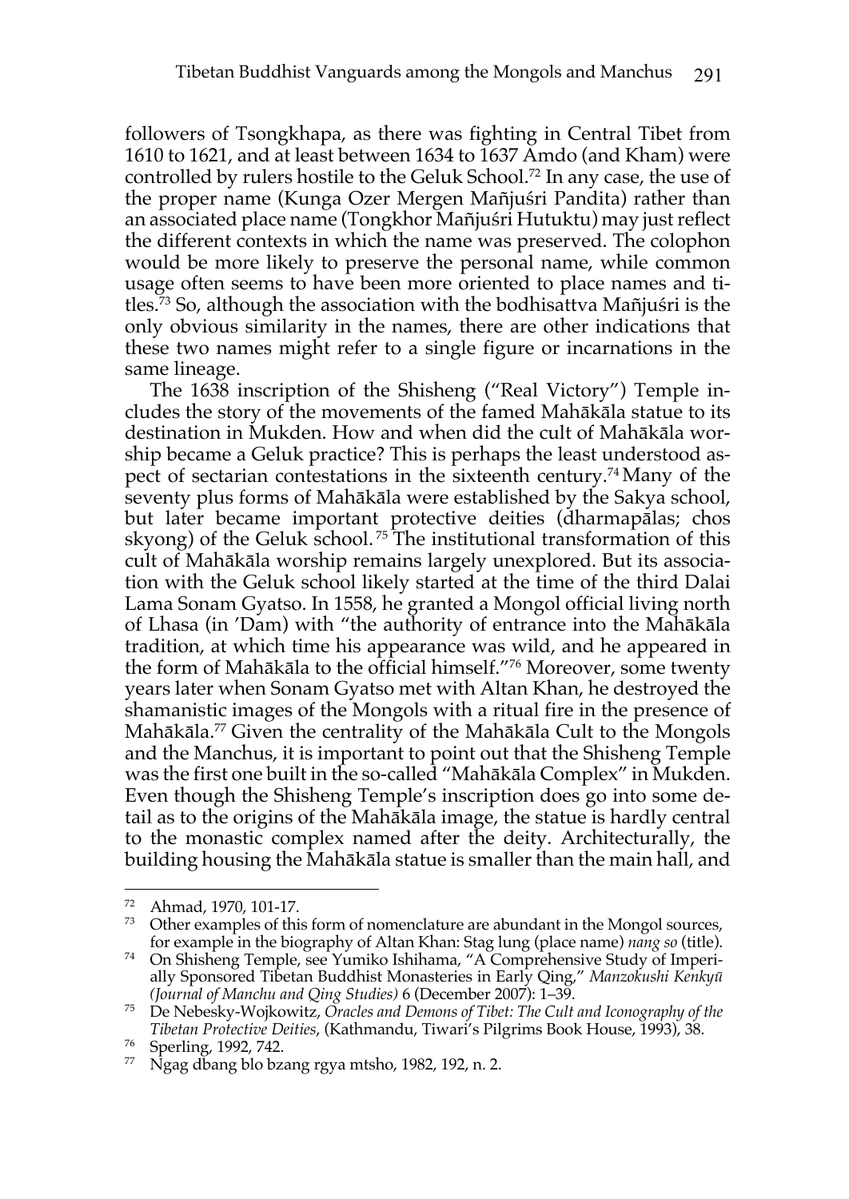followers of Tsongkhapa, as there was fighting in Central Tibet from 1610 to 1621, and at least between 1634 to 1637 Amdo (and Kham) were controlled by rulers hostile to the Geluk School.[72] In any case, the use of the proper name (Kunga Ozer Mergen Mañjuśri Pandita) rather than an associated place name (Tongkhor Mañjuśri Hutuktu) may just reflect the different contexts in which the name was preserved. The colophon would be more likely to preserve the personal name, while common usage often seems to have been more oriented to place names and titles.[73] So, although the association with the bodhisattva Mañjuśri is the only obvious similarity in the names, there are other indications that these two names might refer to a single figure or incarnations in the same lineage.

The 1638 inscription of the Shisheng ("Real Victory") Temple includes the story of the movements of the famed Mahākāla statue to its destination in Mukden. How and when did the cult of Mahākāla worship became a Geluk practice? This is perhaps the least understood aspect of sectarian contestations in the sixteenth century.[74] Many of the seventy plus forms of Mahākāla were established by the Sakya school, but later became important protective deities (dharmapālas; chos skyong) of the Geluk school.[75] The institutional transformation of this cult of Mahākāla worship remains largely unexplored. But its association with the Geluk school likely started at the time of the third Dalai Lama Sonam Gyatso. In 1558, he granted a Mongol official living north of Lhasa (in 'Dam) with "the authority of entrance into the Mahākāla tradition, at which time his appearance was wild, and he appeared in the form of Mahākāla to the official himself."[76] Moreover, some twenty years later when Sonam Gyatso met with Altan Khan, he destroyed the shamanistic images of the Mongols with a ritual fire in the presence of Mahākāla.[77] Given the centrality of the Mahākāla Cult to the Mongols and the Manchus, it is important to point out that the Shisheng Temple was the first one built in the so-called "Mahākāla Complex" in Mukden. Even though the Shisheng Temple's inscription does go into some detail as to the origins of the Mahākāla image, the statue is hardly central to the monastic complex named after the deity. Architecturally, the building housing the Mahākāla statue is smaller than the main hall, and

---

72 Ahmad, 1970, 101-17.

73 Other examples of this form of nomenclature are abundant in the Mongol sources, for example in the biography of Altan Khan: Stag lung (place name) *nang so* (title).

74 On Shisheng Temple, see Yumiko Ishihama, "A Comprehensive Study of Imperially Sponsored Tibetan Buddhist Monasteries in Early Qing," *Manzokushi Kenkyū (Journal of Manchu and Qing Studies)* 6 (December 2007): 1–39.

75 De Nebesky-Wojkowitz, *Oracles and Demons of Tibet: The Cult and Iconography of the Tibetan Protective Deities*, (Kathmandu, Tiwari's Pilgrims Book House, 1993), 38.

76 Sperling, 1992, 742.

77 Ngag dbang blo bzang rgya mtsho, 1982, 192, n. 2.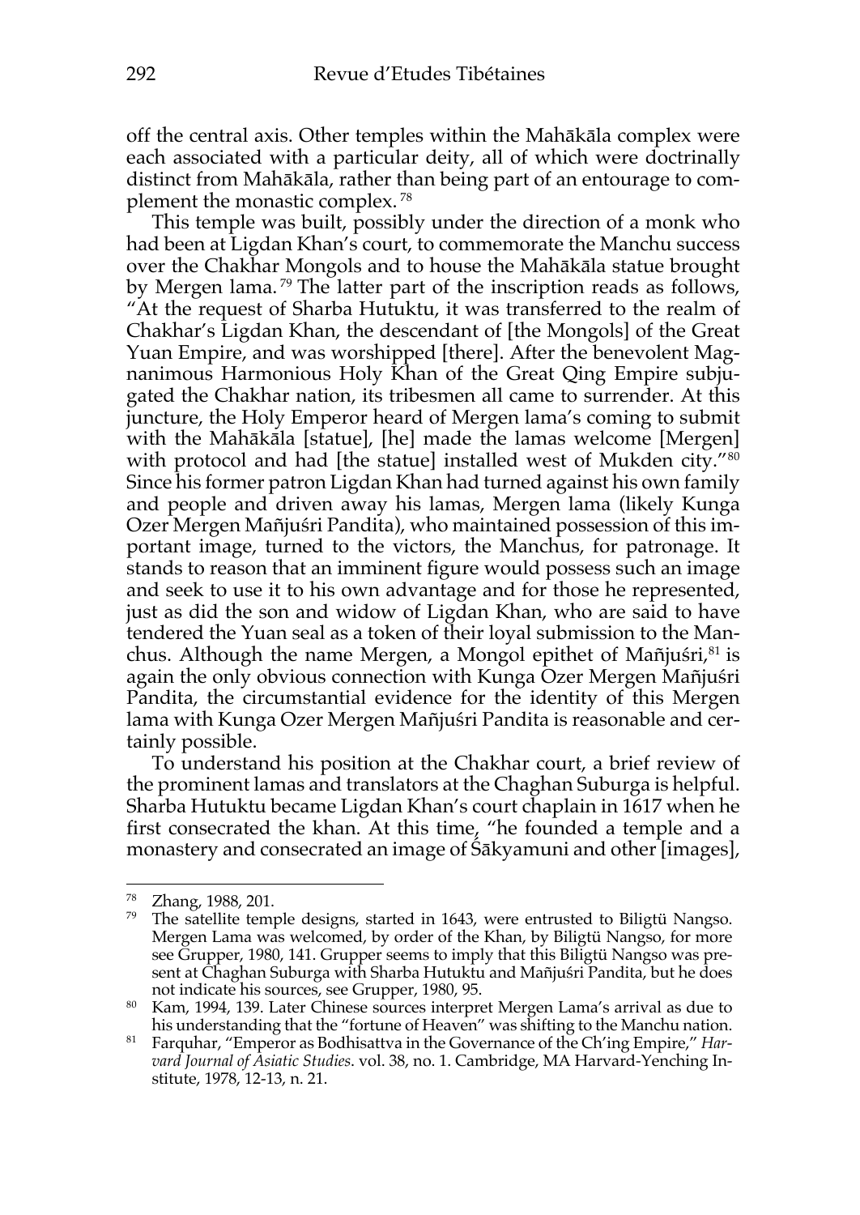off the central axis. Other temples within the Mahākāla complex were each associated with a particular deity, all of which were doctrinally distinct from Mahākāla, rather than being part of an entourage to complement the monastic complex.[78]

This temple was built, possibly under the direction of a monk who had been at Ligdan Khan's court, to commemorate the Manchu success over the Chakhar Mongols and to house the Mahākāla statue brought by Mergen lama.[79] The latter part of the inscription reads as follows, "At the request of Sharba Hutuktu, it was transferred to the realm of Chakhar's Ligdan Khan, the descendant of [the Mongols] of the Great Yuan Empire, and was worshipped [there]. After the benevolent Magnanimous Harmonious Holy Khan of the Great Qing Empire subjugated the Chakhar nation, its tribesmen all came to surrender. At this juncture, the Holy Emperor heard of Mergen lama's coming to submit with the Mahākāla [statue], [he] made the lamas welcome [Mergen] with protocol and had [the statue] installed west of Mukden city."[80] Since his former patron Ligdan Khan had turned against his own family and people and driven away his lamas, Mergen lama (likely Kunga Ozer Mergen Mañjuśri Pandita), who maintained possession of this important image, turned to the victors, the Manchus, for patronage. It stands to reason that an imminent figure would possess such an image and seek to use it to his own advantage and for those he represented, just as did the son and widow of Ligdan Khan, who are said to have tendered the Yuan seal as a token of their loyal submission to the Manchus. Although the name Mergen, a Mongol epithet of Mañjuśri,[81] is again the only obvious connection with Kunga Ozer Mergen Mañjuśri Pandita, the circumstantial evidence for the identity of this Mergen lama with Kunga Ozer Mergen Mañjuśri Pandita is reasonable and certainly possible.

To understand his position at the Chakhar court, a brief review of the prominent lamas and translators at the Chaghan Suburga is helpful. Sharba Hutuktu became Ligdan Khan's court chaplain in 1617 when he first consecrated the khan. At this time, "he founded a temple and a monastery and consecrated an image of Śākyamuni and other [images],

---

[78] Zhang, 1988, 201.

[79] The satellite temple designs, started in 1643, were entrusted to Biligtü Nangso. Mergen Lama was welcomed, by order of the Khan, by Biligtü Nangso, for more see Grupper, 1980, 141. Grupper seems to imply that this Biligtü Nangso was present at Chaghan Suburga with Sharba Hutuktu and Mañjuśri Pandita, but he does not indicate his sources, see Grupper, 1980, 95.

[80] Kam, 1994, 139. Later Chinese sources interpret Mergen Lama's arrival as due to his understanding that the "fortune of Heaven" was shifting to the Manchu nation.

[81] Farquhar, "Emperor as Bodhisattva in the Governance of the Ch'ing Empire," *Harvard Journal of Asiatic Studies*. vol. 38, no. 1. Cambridge, MA Harvard-Yenching Institute, 1978, 12-13, n. 21.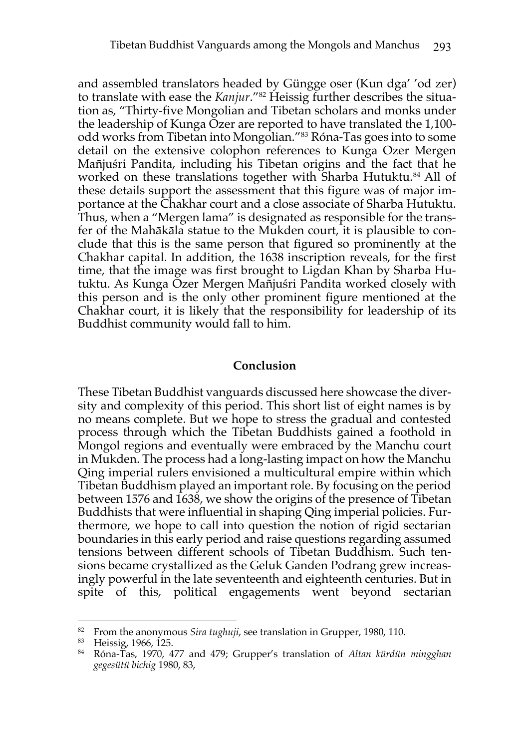and assembled translators headed by Güngge oser (Kun dga' 'od zer) to translate with ease the *Kanjur*."[82] Heissig further describes the situation as, "Thirty-five Mongolian and Tibetan scholars and monks under the leadership of Kunga Özer are reported to have translated the 1,100-odd works from Tibetan into Mongolian."[83] Róna-Tas goes into to some detail on the extensive colophon references to Kunga Ozer Mergen Mañjuśri Pandita, including his Tibetan origins and the fact that he worked on these translations together with Sharba Hutuktu.[84] All of these details support the assessment that this figure was of major importance at the Chakhar court and a close associate of Sharba Hutuktu. Thus, when a "Mergen lama" is designated as responsible for the transfer of the Mahākāla statue to the Mukden court, it is plausible to conclude that this is the same person that figured so prominently at the Chakhar capital. In addition, the 1638 inscription reveals, for the first time, that the image was first brought to Ligdan Khan by Sharba Hutuktu. As Kunga Özer Mergen Mañjuśri Pandita worked closely with this person and is the only other prominent figure mentioned at the Chakhar court, it is likely that the responsibility for leadership of its Buddhist community would fall to him.

## Conclusion

These Tibetan Buddhist vanguards discussed here showcase the diversity and complexity of this period. This short list of eight names is by no means complete. But we hope to stress the gradual and contested process through which the Tibetan Buddhists gained a foothold in Mongol regions and eventually were embraced by the Manchu court in Mukden. The process had a long-lasting impact on how the Manchu Qing imperial rulers envisioned a multicultural empire within which Tibetan Buddhism played an important role. By focusing on the period between 1576 and 1638, we show the origins of the presence of Tibetan Buddhists that were influential in shaping Qing imperial policies. Furthermore, we hope to call into question the notion of rigid sectarian boundaries in this early period and raise questions regarding assumed tensions between different schools of Tibetan Buddhism. Such tensions became crystallized as the Geluk Ganden Podrang grew increasingly powerful in the late seventeenth and eighteenth centuries. But in spite of this, political engagements went beyond sectarian

---

[82] From the anonymous *Sira tughuji*, see translation in Grupper, 1980, 110.

[83] Heissig, 1966, 125.

[84] Róna-Tas, 1970, 477 and 479; Grupper's translation of *Altan kürdün mingghan gegesütü bichig* 1980, 83,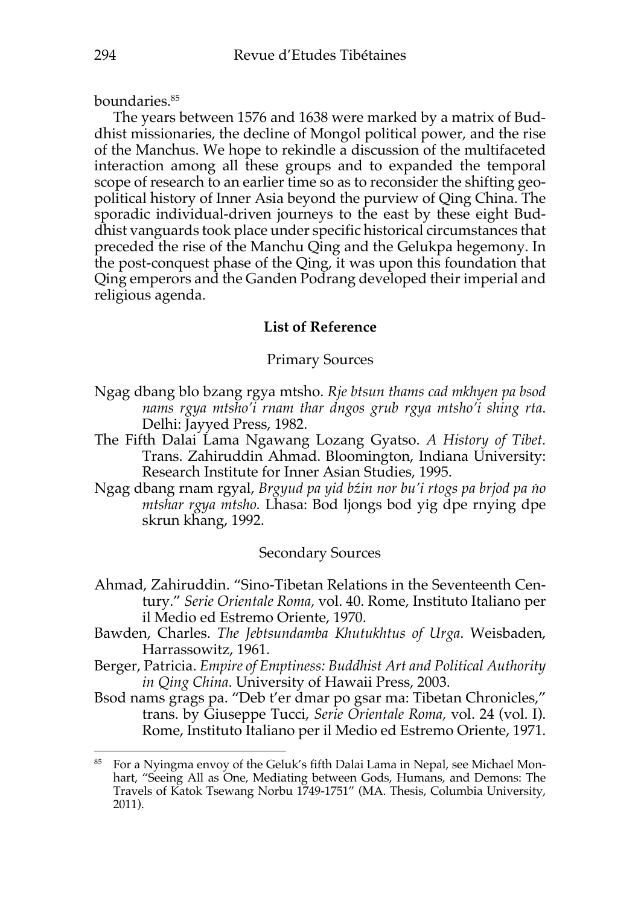boundaries.[85]

The years between 1576 and 1638 were marked by a matrix of Buddhist missionaries, the decline of Mongol political power, and the rise of the Manchus. We hope to rekindle a discussion of the multifaceted interaction among all these groups and to expanded the temporal scope of research to an earlier time so as to reconsider the shifting geopolitical history of Inner Asia beyond the purview of Qing China. The sporadic individual-driven journeys to the east by these eight Buddhist vanguards took place under specific historical circumstances that preceded the rise of the Manchu Qing and the Gelukpa hegemony. In the post-conquest phase of the Qing, it was upon this foundation that Qing emperors and the Ganden Podrang developed their imperial and religious agenda.

## List of Reference

### Primary Sources

Ngag dbang blo bzang rgya mtsho. *Rje btsun thams cad mkhyen pa bsod nams rgya mtsho'i rnam thar dngos grub rgya mtsho'i shing rta*. Delhi: Jayyed Press, 1982.

The Fifth Dalai Lama Ngawang Lozang Gyatso. *A History of Tibet.* Trans. Zahiruddin Ahmad. Bloomington, Indiana University: Research Institute for Inner Asian Studies, 1995.

Ngag dbang rnam rgyal, *Brgyud pa yid bźin nor bu'i rtogs pa brjod pa ṅo mtshar rgya mtsho.* Lhasa: Bod ljongs bod yig dpe rnying dpe skrun khang, 1992.

### Secondary Sources

Ahmad, Zahiruddin. "Sino-Tibetan Relations in the Seventeenth Century." *Serie Orientale Roma,* vol. 40. Rome, Instituto Italiano per il Medio ed Estremo Oriente, 1970.

Bawden, Charles. *The Jebtsundamba Khutukhtus of Urga*. Weisbaden, Harrassowitz, 1961.

Berger, Patricia. *Empire of Emptiness: Buddhist Art and Political Authority in Qing China*. University of Hawaii Press, 2003.

Bsod nams grags pa. "Deb t'er dmar po gsar ma: Tibetan Chronicles," trans. by Giuseppe Tucci, *Serie Orientale Roma,* vol. 24 (vol. I). Rome, Instituto Italiano per il Medio ed Estremo Oriente, 1971.

[85] For a Nyingma envoy of the Geluk's fifth Dalai Lama in Nepal, see Michael Monhart, "Seeing All as One, Mediating between Gods, Humans, and Demons: The Travels of Katok Tsewang Norbu 1749-1751" (MA. Thesis, Columbia University, 2011).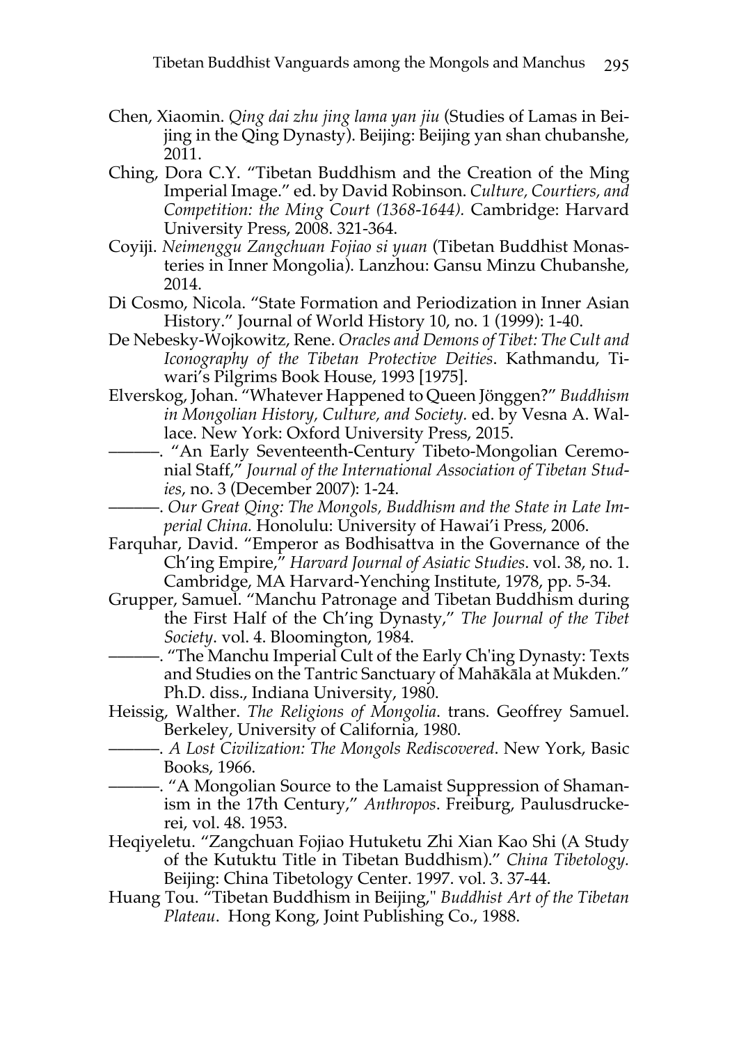Chen, Xiaomin. *Qing dai zhu jing lama yan jiu* (Studies of Lamas in Beijing in the Qing Dynasty). Beijing: Beijing yan shan chubanshe, 2011.

Ching, Dora C.Y. "Tibetan Buddhism and the Creation of the Ming Imperial Image." ed. by David Robinson. *Culture, Courtiers, and Competition: the Ming Court (1368-1644).* Cambridge: Harvard University Press, 2008. 321-364.

Coyiji. *Neimenggu Zangchuan Fojiao si yuan* (Tibetan Buddhist Monasteries in Inner Mongolia). Lanzhou: Gansu Minzu Chubanshe, 2014.

Di Cosmo, Nicola. "State Formation and Periodization in Inner Asian History." Journal of World History 10, no. 1 (1999): 1-40.

De Nebesky-Wojkowitz, Rene. *Oracles and Demons of Tibet: The Cult and Iconography of the Tibetan Protective Deities*. Kathmandu, Tiwari's Pilgrims Book House, 1993 [1975].

Elverskog, Johan. "Whatever Happened to Queen Jönggen?" *Buddhism in Mongolian History, Culture, and Society.* ed. by Vesna A. Wallace. New York: Oxford University Press, 2015.

———. "An Early Seventeenth-Century Tibeto-Mongolian Ceremonial Staff," *Journal of the International Association of Tibetan Studies*, no. 3 (December 2007): 1-24.

———. *Our Great Qing: The Mongols, Buddhism and the State in Late Imperial China.* Honolulu: University of Hawai'i Press, 2006.

Farquhar, David. "Emperor as Bodhisattva in the Governance of the Ch'ing Empire," *Harvard Journal of Asiatic Studies*. vol. 38, no. 1. Cambridge, MA Harvard-Yenching Institute, 1978, pp. 5-34.

Grupper, Samuel. "Manchu Patronage and Tibetan Buddhism during the First Half of the Ch'ing Dynasty," *The Journal of the Tibet Society*. vol. 4. Bloomington, 1984.

———. "The Manchu Imperial Cult of the Early Ch'ing Dynasty: Texts and Studies on the Tantric Sanctuary of Mahākāla at Mukden." Ph.D. diss., Indiana University, 1980.

Heissig, Walther. *The Religions of Mongolia*. trans. Geoffrey Samuel. Berkeley, University of California, 1980.

———. *A Lost Civilization: The Mongols Rediscovered*. New York, Basic Books, 1966.

———. "A Mongolian Source to the Lamaist Suppression of Shamanism in the 17th Century," *Anthropos*. Freiburg, Paulusdruckerei, vol. 48. 1953.

Heqiyeletu. "Zangchuan Fojiao Hutuketu Zhi Xian Kao Shi (A Study of the Kutuktu Title in Tibetan Buddhism)." *China Tibetology.* Beijing: China Tibetology Center. 1997. vol. 3. 37-44.

Huang Tou. "Tibetan Buddhism in Beijing," *Buddhist Art of the Tibetan Plateau*. Hong Kong, Joint Publishing Co., 1988.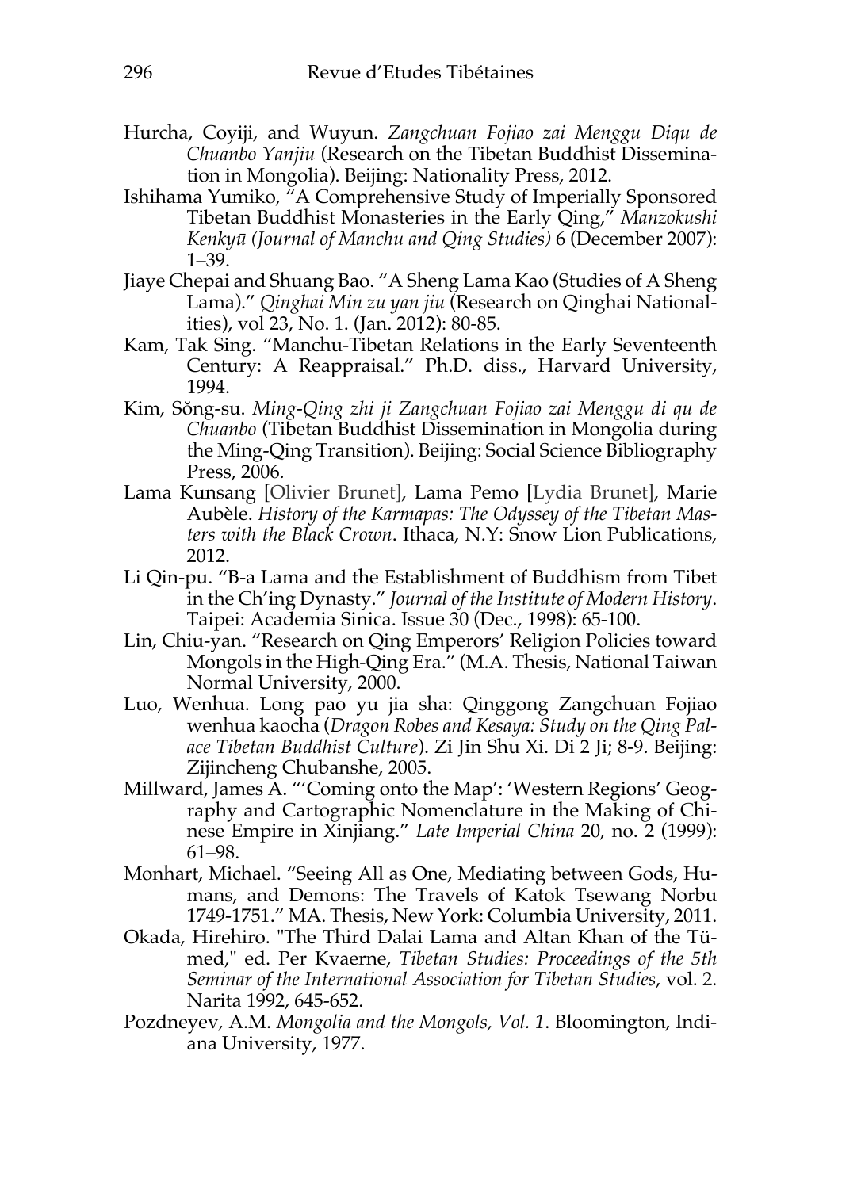Hurcha, Coyiji, and Wuyun. *Zangchuan Fojiao zai Menggu Diqu de Chuanbo Yanjiu* (Research on the Tibetan Buddhist Dissemination in Mongolia). Beijing: Nationality Press, 2012.

Ishihama Yumiko, "A Comprehensive Study of Imperially Sponsored Tibetan Buddhist Monasteries in the Early Qing," *Manzokushi Kenkyū (Journal of Manchu and Qing Studies)* 6 (December 2007): 1–39.

Jiaye Chepai and Shuang Bao. "A Sheng Lama Kao (Studies of A Sheng Lama)." *Qinghai Min zu yan jiu* (Research on Qinghai Nationalities), vol 23, No. 1. (Jan. 2012): 80-85.

Kam, Tak Sing. "Manchu-Tibetan Relations in the Early Seventeenth Century: A Reappraisal." Ph.D. diss., Harvard University, 1994.

Kim, Sŏng-su. *Ming-Qing zhi ji Zangchuan Fojiao zai Menggu di qu de Chuanbo* (Tibetan Buddhist Dissemination in Mongolia during the Ming-Qing Transition). Beijing: Social Science Bibliography Press, 2006.

Lama Kunsang [Olivier Brunet], Lama Pemo [Lydia Brunet], Marie Aubèle. *History of the Karmapas: The Odyssey of the Tibetan Masters with the Black Crown*. Ithaca, N.Y: Snow Lion Publications, 2012.

Li Qin-pu. "B-a Lama and the Establishment of Buddhism from Tibet in the Ch'ing Dynasty." *Journal of the Institute of Modern History*. Taipei: Academia Sinica. Issue 30 (Dec., 1998): 65-100.

Lin, Chiu-yan. "Research on Qing Emperors' Religion Policies toward Mongols in the High-Qing Era." (M.A. Thesis, National Taiwan Normal University, 2000.

Luo, Wenhua. Long pao yu jia sha: Qinggong Zangchuan Fojiao wenhua kaocha (*Dragon Robes and Kesaya: Study on the Qing Palace Tibetan Buddhist Culture*). Zi Jin Shu Xi. Di 2 Ji; 8-9. Beijing: Zijincheng Chubanshe, 2005.

Millward, James A. "'Coming onto the Map': 'Western Regions' Geography and Cartographic Nomenclature in the Making of Chinese Empire in Xinjiang." *Late Imperial China* 20, no. 2 (1999): 61–98.

Monhart, Michael. "Seeing All as One, Mediating between Gods, Humans, and Demons: The Travels of Katok Tsewang Norbu 1749-1751." MA. Thesis, New York: Columbia University, 2011.

Okada, Hirehiro. "The Third Dalai Lama and Altan Khan of the Tümed," ed. Per Kvaerne, *Tibetan Studies: Proceedings of the 5th Seminar of the International Association for Tibetan Studies*, vol. 2. Narita 1992, 645-652.

Pozdneyev, A.M. *Mongolia and the Mongols, Vol. 1*. Bloomington, Indiana University, 1977.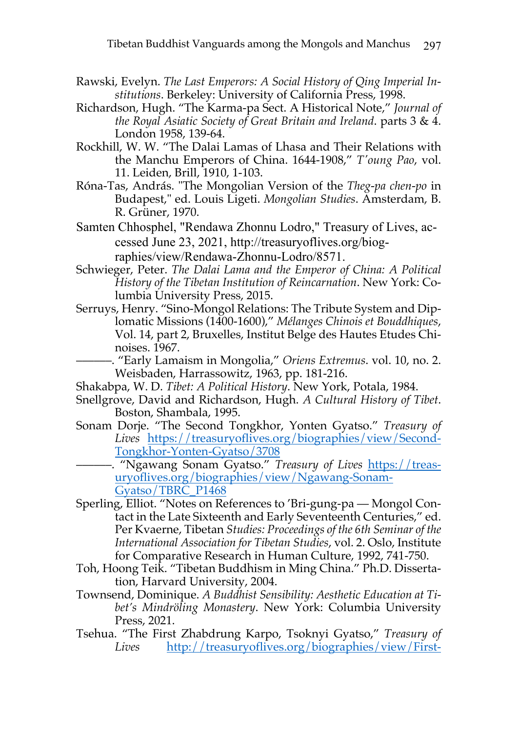Rawski, Evelyn. *The Last Emperors: A Social History of Qing Imperial Institutions*. Berkeley: University of California Press, 1998.

Richardson, Hugh. "The Karma-pa Sect. A Historical Note," *Journal of the Royal Asiatic Society of Great Britain and Ireland*. parts 3 & 4. London 1958, 139-64.

Rockhill, W. W. "The Dalai Lamas of Lhasa and Their Relations with the Manchu Emperors of China. 1644-1908," *T'oung Pao*, vol. 11. Leiden, Brill, 1910, 1-103.

Róna-Tas, András. "The Mongolian Version of the *Theg-pa chen-po* in Budapest," ed. Louis Ligeti. *Mongolian Studies*. Amsterdam, B. R. Grüner, 1970.

Samten Chhosphel, "Rendawa Zhonnu Lodro," Treasury of Lives, accessed June 23, 2021, http://treasuryoflives.org/biographies/view/Rendawa-Zhonnu-Lodro/8571.

Schwieger, Peter. *The Dalai Lama and the Emperor of China: A Political History of the Tibetan Institution of Reincarnation*. New York: Columbia University Press, 2015.

Serruys, Henry. "Sino-Mongol Relations: The Tribute System and Diplomatic Missions (1400-1600)," *Mélanges Chinois et Bouddhiques*, Vol. 14, part 2, Bruxelles, Institut Belge des Hautes Etudes Chinoises. 1967.

———. "Early Lamaism in Mongolia," *Oriens Extremus*. vol. 10, no. 2. Weisbaden, Harrassowitz, 1963, pp. 181-216.

Shakabpa, W. D. *Tibet: A Political History*. New York, Potala, 1984.

Snellgrove, David and Richardson, Hugh. *A Cultural History of Tibet*. Boston, Shambala, 1995.

Sonam Dorje. "The Second Tongkhor, Yonten Gyatso." *Treasury of Lives* https://treasuryoflives.org/biographies/view/Second-Tongkhor-Yonten-Gyatso/3708

———. "Ngawang Sonam Gyatso." *Treasury of Lives* https://treasuryoflives.org/biographies/view/Ngawang-Sonam-Gyatso/TBRC_P1468

Sperling, Elliot. "Notes on References to 'Bri-gung-pa — Mongol Contact in the Late Sixteenth and Early Seventeenth Centuries," ed. Per Kvaerne, Tibetan *Studies: Proceedings of the 6th Seminar of the International Association for Tibetan Studies*, vol. 2. Oslo, Institute for Comparative Research in Human Culture, 1992, 741-750.

Toh, Hoong Teik. "Tibetan Buddhism in Ming China." Ph.D. Dissertation, Harvard University, 2004.

Townsend, Dominique. *A Buddhist Sensibility: Aesthetic Education at Tibet's Mindröling Monastery*. New York: Columbia University Press, 2021.

Tsehua. "The First Zhabdrung Karpo, Tsoknyi Gyatso," *Treasury of Lives* http://treasuryoflives.org/biographies/view/First-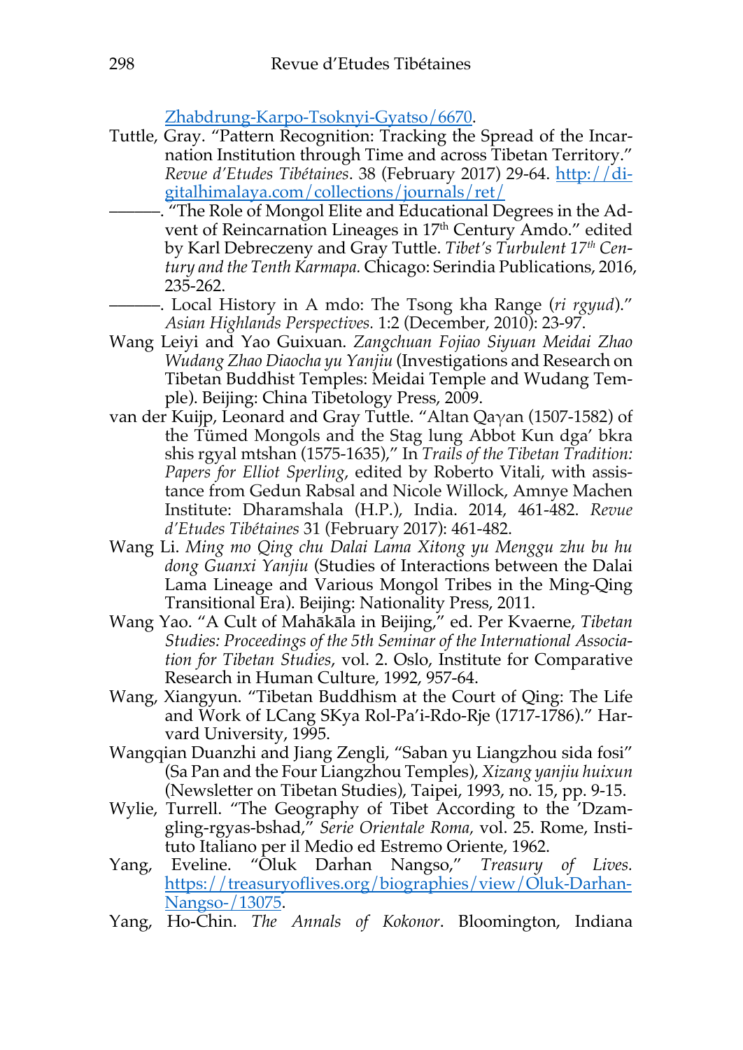[Zhabdrung-Karpo-Tsoknyi-Gyatso/6670](Zhabdrung-Karpo-Tsoknyi-Gyatso/6670).

Tuttle, Gray. "Pattern Recognition: Tracking the Spread of the Incarnation Institution through Time and across Tibetan Territory." *Revue d'Etudes Tibétaines*. 38 (February 2017) 29-64. [http://digitalhimalaya.com/collections/journals/ret/](http://digitalhimalaya.com/collections/journals/ret/)

———. "The Role of Mongol Elite and Educational Degrees in the Advent of Reincarnation Lineages in 17th Century Amdo." edited by Karl Debreczeny and Gray Tuttle. *Tibet's Turbulent 17th Century and the Tenth Karmapa.* Chicago: Serindia Publications, 2016, 235-262.

———. Local History in A mdo: The Tsong kha Range (*ri rgyud*)." *Asian Highlands Perspectives.* 1:2 (December, 2010): 23-97.

Wang Leiyi and Yao Guixuan. *Zangchuan Fojiao Siyuan Meidai Zhao Wudang Zhao Diaocha yu Yanjiu* (Investigations and Research on Tibetan Buddhist Temples: Meidai Temple and Wudang Temple). Beijing: China Tibetology Press, 2009.

van der Kuijp, Leonard and Gray Tuttle. "Altan Qaγan (1507-1582) of the Tümed Mongols and the Stag lung Abbot Kun dga' bkra shis rgyal mtshan (1575-1635)," In *Trails of the Tibetan Tradition: Papers for Elliot Sperling*, edited by Roberto Vitali, with assistance from Gedun Rabsal and Nicole Willock, Amnye Machen Institute: Dharamshala (H.P.), India. 2014, 461-482. *Revue d'Etudes Tibétaines* 31 (February 2017): 461-482.

Wang Li. *Ming mo Qing chu Dalai Lama Xitong yu Menggu zhu bu hu dong Guanxi Yanjiu* (Studies of Interactions between the Dalai Lama Lineage and Various Mongol Tribes in the Ming-Qing Transitional Era). Beijing: Nationality Press, 2011.

Wang Yao. "A Cult of Mahākāla in Beijing," ed. Per Kvaerne, *Tibetan Studies: Proceedings of the 5th Seminar of the International Association for Tibetan Studies*, vol. 2. Oslo, Institute for Comparative Research in Human Culture, 1992, 957-64.

Wang, Xiangyun. "Tibetan Buddhism at the Court of Qing: The Life and Work of LCang SKya Rol-Pa'i-Rdo-Rje (1717-1786)." Harvard University, 1995.

Wangqian Duanzhi and Jiang Zengli, "Saban yu Liangzhou sida fosi" (Sa Pan and the Four Liangzhou Temples), *Xizang yanjiu huixun* (Newsletter on Tibetan Studies), Taipei, 1993, no. 15, pp. 9-15.

Wylie, Turrell. "The Geography of Tibet According to the 'Dzam-gling-rgyas-bshad," *Serie Orientale Roma,* vol. 25. Rome, Istituto Italiano per il Medio ed Estremo Oriente, 1962.

Yang, Eveline. "Oluk Darhan Nangso," *Treasury of Lives.* [https://treasuryoflives.org/biographies/view/Oluk-Darhan-Nangso-/13075](https://treasuryoflives.org/biographies/view/Oluk-Darhan-Nangso-/13075).

Yang, Ho-Chin. *The Annals of Kokonor*. Bloomington, Indiana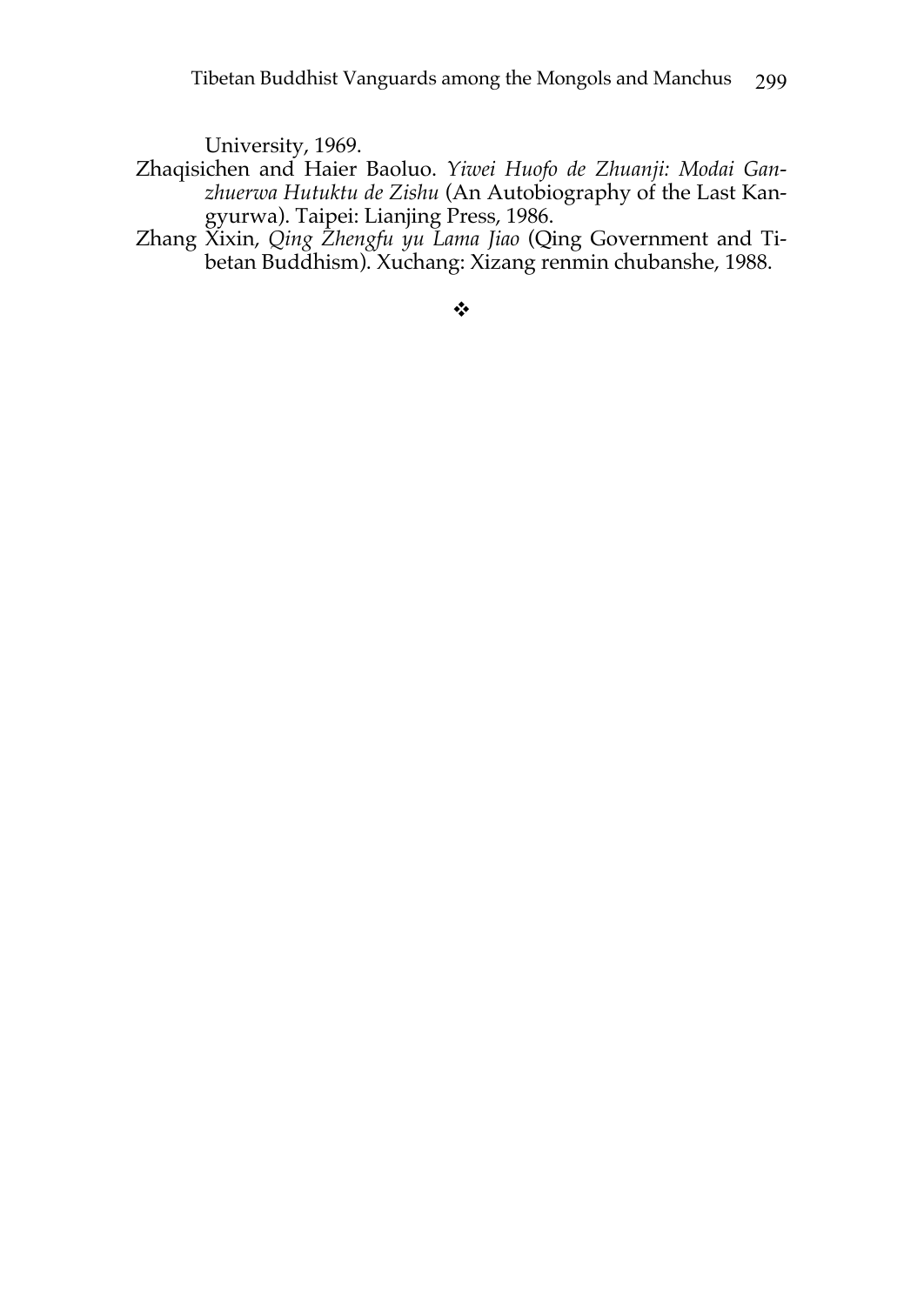University, 1969.

Zhaqisichen and Haier Baoluo. *Yiwei Huofo de Zhuanji: Modai Ganzhuerwa Hutuktu de Zishu* (An Autobiography of the Last Kangyurwa). Taipei: Lianjing Press, 1986.

Zhang Xixin, *Qing Zhengfu yu Lama Jiao* (Qing Government and Tibetan Buddhism). Xuchang: Xizang renmin chubanshe, 1988.

❖